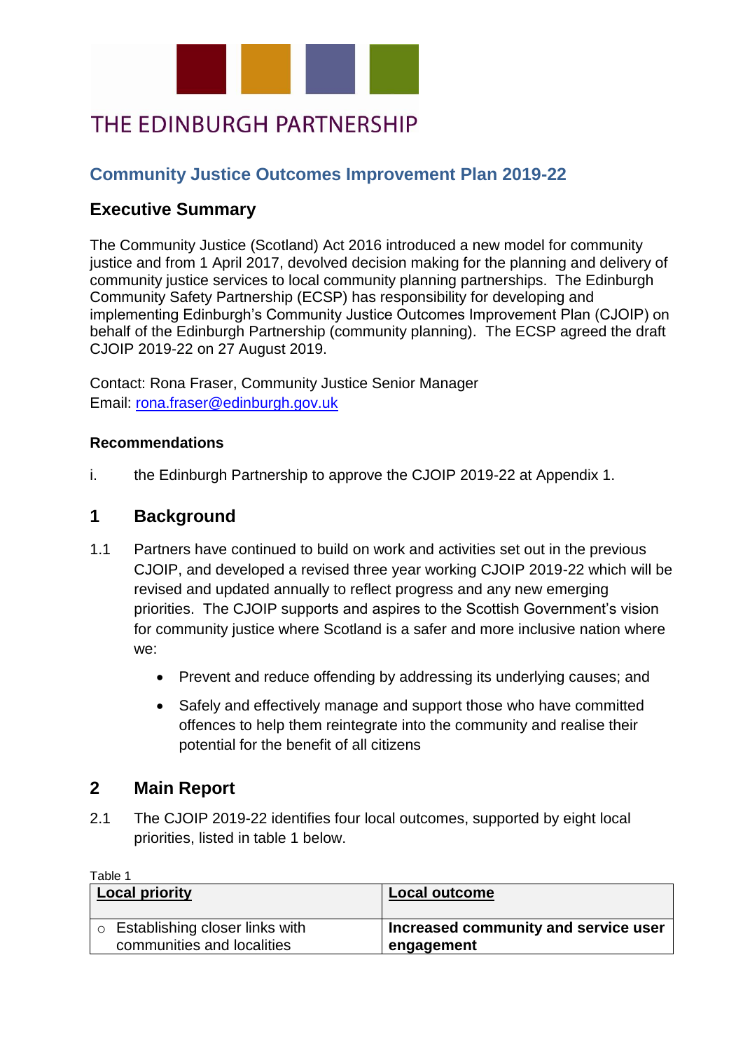# THE EDINBURGH PARTNERSHIP

## Community Justice Outcomes Improvement Plan 2019-22

## Executive Summary

The Community Justice (Scotland) Act 2016 introduced a new model for community justice and from 1 April 2017, devolved decision making for the planning and delivery of community justice services to local community planning partnerships. The Edinburgh Community Safety Partnership (ECSP) has responsibility for developing and implementing Edinburgh's Community Justice Outcomes Improvement Plan (CJOIP) on behalf of the Edinburgh Partnership (community planning). The ECSP agreed the draft CJOIP 2019-22 on 27 August 2019.

Contact: Rona Fraser, Community Justice Senior Manager
Email: rona.fraser@edinburgh.gov.uk

**Recommendations**

i. the Edinburgh Partnership to approve the CJOIP 2019-22 at Appendix 1.

## 1 Background

1.1 Partners have continued to build on work and activities set out in the previous CJOIP, and developed a revised three year working CJOIP 2019-22 which will be revised and updated annually to reflect progress and any new emerging priorities. The CJOIP supports and aspires to the Scottish Government's vision for community justice where Scotland is a safer and more inclusive nation where we:

- Prevent and reduce offending by addressing its underlying causes; and
- Safely and effectively manage and support those who have committed offences to help them reintegrate into the community and realise their potential for the benefit of all citizens

## 2 Main Report

2.1 The CJOIP 2019-22 identifies four local outcomes, supported by eight local priorities, listed in table 1 below.

Table 1

| **Local priority** | **Local outcome** |
| --- | --- |
| ○ Establishing closer links with communities and localities | **Increased community and service user engagement** |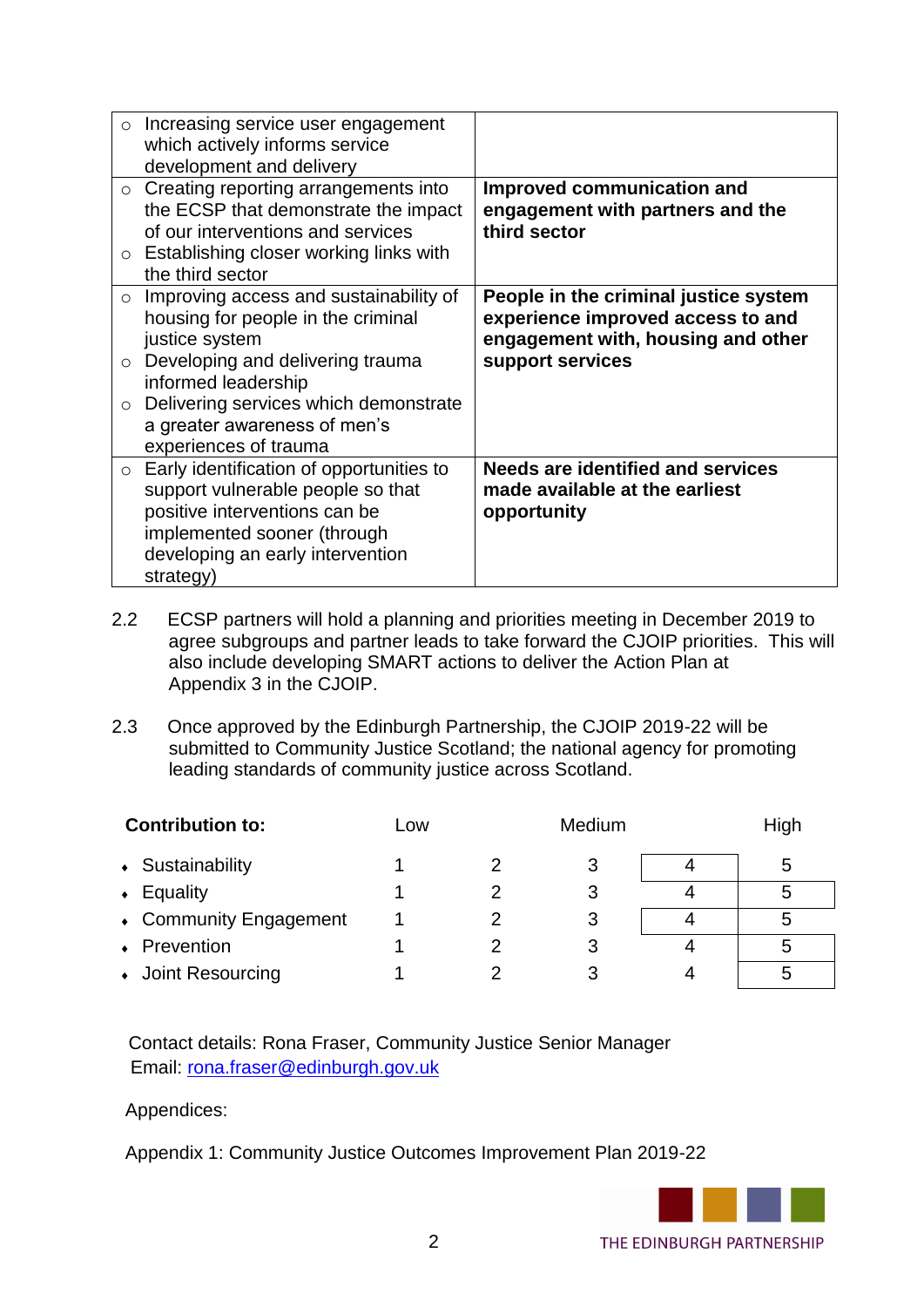| | |
|---|---|
| ○ Increasing service user engagement which actively informs service development and delivery | |
| ○ Creating reporting arrangements into the ECSP that demonstrate the impact of our interventions and services<br>○ Establishing closer working links with the third sector | **Improved communication and engagement with partners and the third sector** |
| ○ Improving access and sustainability of housing for people in the criminal justice system<br>○ Developing and delivering trauma informed leadership<br>○ Delivering services which demonstrate a greater awareness of men's experiences of trauma | **People in the criminal justice system experience improved access to and engagement with, housing and other support services** |
| ○ Early identification of opportunities to support vulnerable people so that positive interventions can be implemented sooner (through developing an early intervention strategy) | **Needs are identified and services made available at the earliest opportunity** |

2.2 ECSP partners will hold a planning and priorities meeting in December 2019 to agree subgroups and partner leads to take forward the CJOIP priorities. This will also include developing SMART actions to deliver the Action Plan at Appendix 3 in the CJOIP.

2.3 Once approved by the Edinburgh Partnership, the CJOIP 2019-22 will be submitted to Community Justice Scotland; the national agency for promoting leading standards of community justice across Scotland.

| **Contribution to:** | Low | | Medium | | High |
|---|---|---|---|---|---|
| • Sustainability | 1 | 2 | 3 | **4** | 5 |
| • Equality | 1 | 2 | 3 | 4 | **5** |
| • Community Engagement | 1 | 2 | 3 | **4** | 5 |
| • Prevention | 1 | 2 | 3 | 4 | **5** |
| • Joint Resourcing | 1 | 2 | 3 | 4 | **5** |

Contact details: Rona Fraser, Community Justice Senior Manager
Email: rona.fraser@edinburgh.gov.uk

Appendices:

Appendix 1: Community Justice Outcomes Improvement Plan 2019-22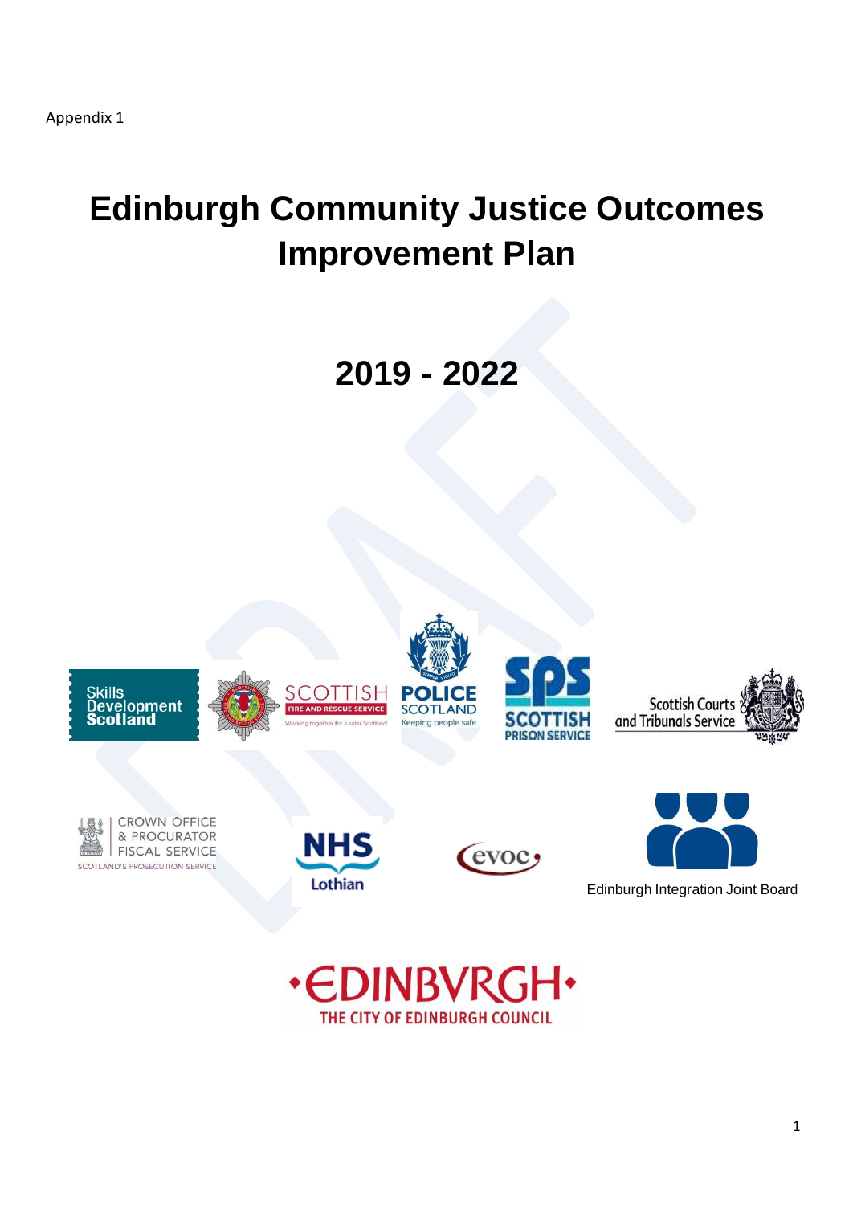Appendix 1

# Edinburgh Community Justice Outcomes Improvement Plan

## 2019 - 2022

Edinburgh Integration Joint Board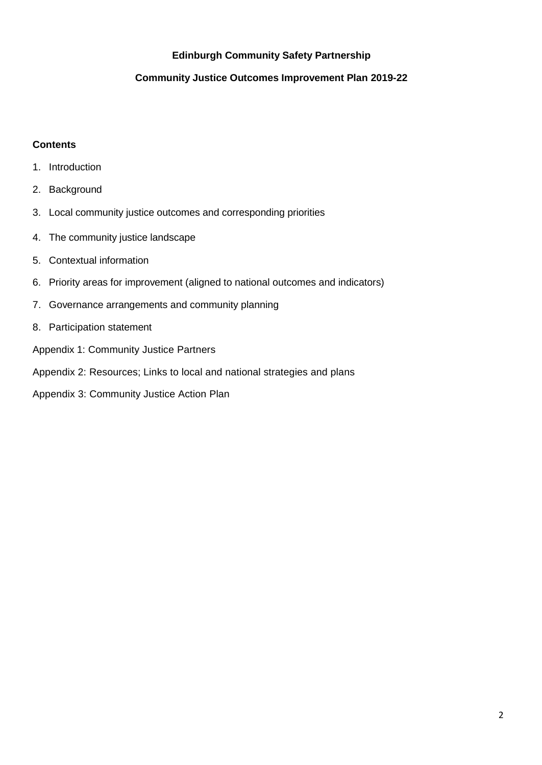**Edinburgh Community Safety Partnership**

**Community Justice Outcomes Improvement Plan 2019-22**

**Contents**

1. Introduction
2. Background
3. Local community justice outcomes and corresponding priorities
4. The community justice landscape
5. Contextual information
6. Priority areas for improvement (aligned to national outcomes and indicators)
7. Governance arrangements and community planning
8. Participation statement

Appendix 1: Community Justice Partners

Appendix 2: Resources; Links to local and national strategies and plans

Appendix 3: Community Justice Action Plan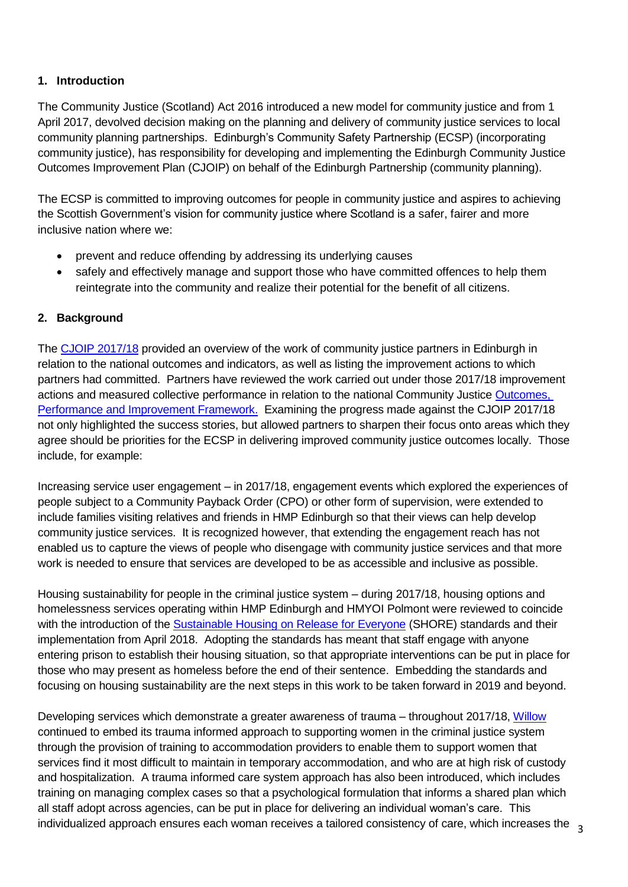## 1. Introduction

The Community Justice (Scotland) Act 2016 introduced a new model for community justice and from 1 April 2017, devolved decision making on the planning and delivery of community justice services to local community planning partnerships. Edinburgh's Community Safety Partnership (ECSP) (incorporating community justice), has responsibility for developing and implementing the Edinburgh Community Justice Outcomes Improvement Plan (CJOIP) on behalf of the Edinburgh Partnership (community planning).

The ECSP is committed to improving outcomes for people in community justice and aspires to achieving the Scottish Government's vision for community justice where Scotland is a safer, fairer and more inclusive nation where we:

- prevent and reduce offending by addressing its underlying causes
- safely and effectively manage and support those who have committed offences to help them reintegrate into the community and realize their potential for the benefit of all citizens.

## 2. Background

The CJOIP 2017/18 provided an overview of the work of community justice partners in Edinburgh in relation to the national outcomes and indicators, as well as listing the improvement actions to which partners had committed. Partners have reviewed the work carried out under those 2017/18 improvement actions and measured collective performance in relation to the national Community Justice Outcomes, Performance and Improvement Framework. Examining the progress made against the CJOIP 2017/18 not only highlighted the success stories, but allowed partners to sharpen their focus onto areas which they agree should be priorities for the ECSP in delivering improved community justice outcomes locally. Those include, for example:

Increasing service user engagement – in 2017/18, engagement events which explored the experiences of people subject to a Community Payback Order (CPO) or other form of supervision, were extended to include families visiting relatives and friends in HMP Edinburgh so that their views can help develop community justice services. It is recognized however, that extending the engagement reach has not enabled us to capture the views of people who disengage with community justice services and that more work is needed to ensure that services are developed to be as accessible and inclusive as possible.

Housing sustainability for people in the criminal justice system – during 2017/18, housing options and homelessness services operating within HMP Edinburgh and HMYOI Polmont were reviewed to coincide with the introduction of the Sustainable Housing on Release for Everyone (SHORE) standards and their implementation from April 2018. Adopting the standards has meant that staff engage with anyone entering prison to establish their housing situation, so that appropriate interventions can be put in place for those who may present as homeless before the end of their sentence. Embedding the standards and focusing on housing sustainability are the next steps in this work to be taken forward in 2019 and beyond.

Developing services which demonstrate a greater awareness of trauma – throughout 2017/18, Willow continued to embed its trauma informed approach to supporting women in the criminal justice system through the provision of training to accommodation providers to enable them to support women that services find it most difficult to maintain in temporary accommodation, and who are at high risk of custody and hospitalization. A trauma informed care system approach has also been introduced, which includes training on managing complex cases so that a psychological formulation that informs a shared plan which all staff adopt across agencies, can be put in place for delivering an individual woman's care. This individualized approach ensures each woman receives a tailored consistency of care, which increases the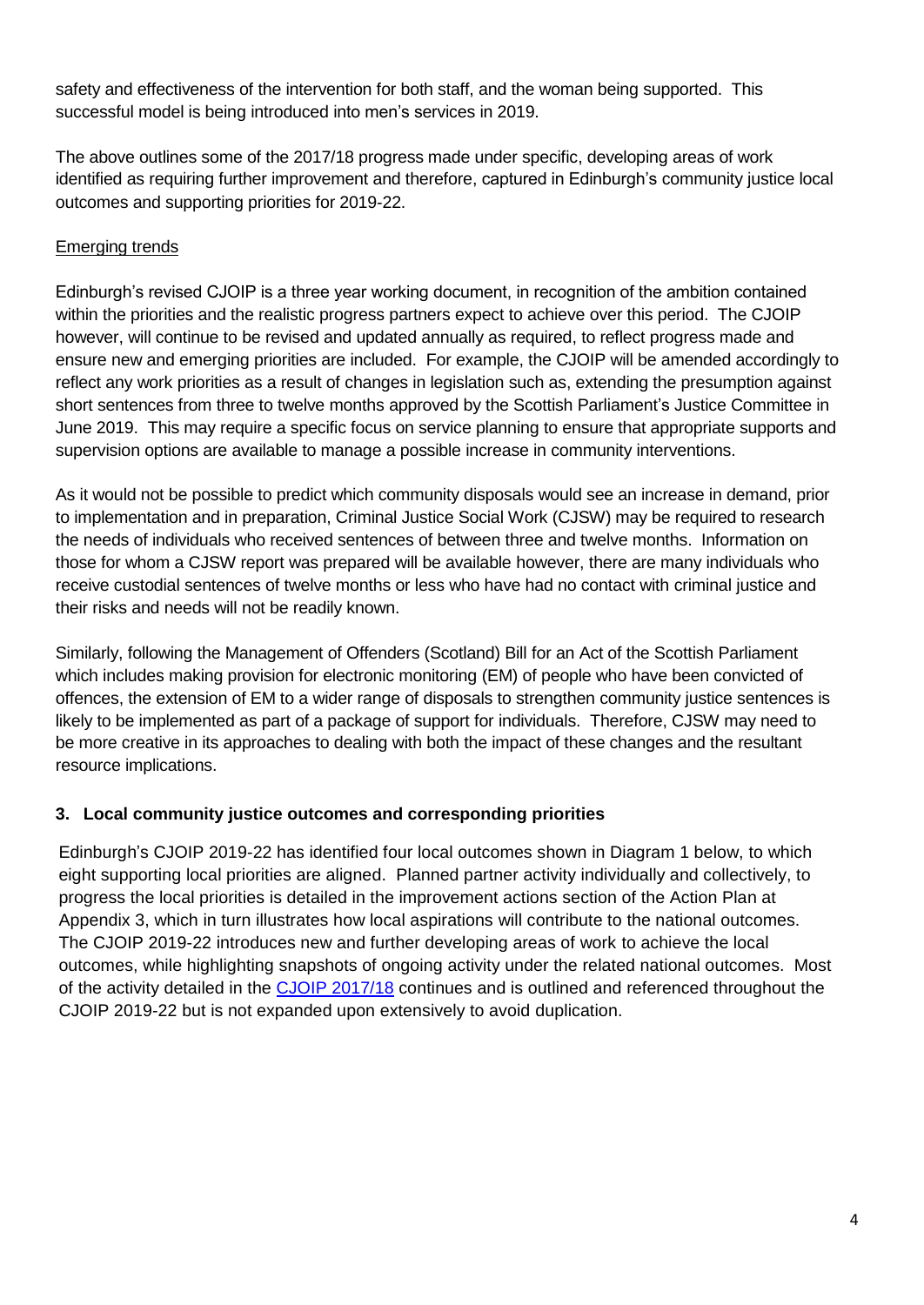safety and effectiveness of the intervention for both staff, and the woman being supported. This successful model is being introduced into men's services in 2019.

The above outlines some of the 2017/18 progress made under specific, developing areas of work identified as requiring further improvement and therefore, captured in Edinburgh's community justice local outcomes and supporting priorities for 2019-22.

Emerging trends

Edinburgh's revised CJOIP is a three year working document, in recognition of the ambition contained within the priorities and the realistic progress partners expect to achieve over this period. The CJOIP however, will continue to be revised and updated annually as required, to reflect progress made and ensure new and emerging priorities are included. For example, the CJOIP will be amended accordingly to reflect any work priorities as a result of changes in legislation such as, extending the presumption against short sentences from three to twelve months approved by the Scottish Parliament's Justice Committee in June 2019. This may require a specific focus on service planning to ensure that appropriate supports and supervision options are available to manage a possible increase in community interventions.

As it would not be possible to predict which community disposals would see an increase in demand, prior to implementation and in preparation, Criminal Justice Social Work (CJSW) may be required to research the needs of individuals who received sentences of between three and twelve months. Information on those for whom a CJSW report was prepared will be available however, there are many individuals who receive custodial sentences of twelve months or less who have had no contact with criminal justice and their risks and needs will not be readily known.

Similarly, following the Management of Offenders (Scotland) Bill for an Act of the Scottish Parliament which includes making provision for electronic monitoring (EM) of people who have been convicted of offences, the extension of EM to a wider range of disposals to strengthen community justice sentences is likely to be implemented as part of a package of support for individuals. Therefore, CJSW may need to be more creative in its approaches to dealing with both the impact of these changes and the resultant resource implications.

## 3. Local community justice outcomes and corresponding priorities

Edinburgh's CJOIP 2019-22 has identified four local outcomes shown in Diagram 1 below, to which eight supporting local priorities are aligned. Planned partner activity individually and collectively, to progress the local priorities is detailed in the improvement actions section of the Action Plan at Appendix 3, which in turn illustrates how local aspirations will contribute to the national outcomes. The CJOIP 2019-22 introduces new and further developing areas of work to achieve the local outcomes, while highlighting snapshots of ongoing activity under the related national outcomes. Most of the activity detailed in the CJOIP 2017/18 continues and is outlined and referenced throughout the CJOIP 2019-22 but is not expanded upon extensively to avoid duplication.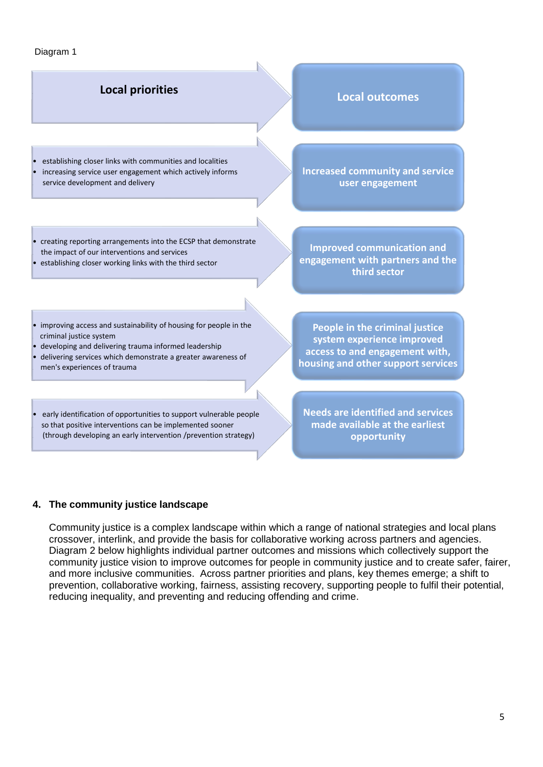Diagram 1

| Local priorities | Local outcomes |
|---|---|
| • establishing closer links with communities and localities<br>• increasing service user engagement which actively informs service development and delivery | Increased community and service user engagement |
| • creating reporting arrangements into the ECSP that demonstrate the impact of our interventions and services<br>• establishing closer working links with the third sector | Improved communication and engagement with partners and the third sector |
| • improving access and sustainability of housing for people in the criminal justice system<br>• developing and delivering trauma informed leadership<br>• delivering services which demonstrate a greater awareness of men's experiences of trauma | People in the criminal justice system experience improved access to and engagement with, housing and other support services |
| • early identification of opportunities to support vulnerable people so that positive interventions can be implemented sooner (through developing an early intervention /prevention strategy) | Needs are identified and services made available at the earliest opportunity |

## 4. The community justice landscape

Community justice is a complex landscape within which a range of national strategies and local plans crossover, interlink, and provide the basis for collaborative working across partners and agencies. Diagram 2 below highlights individual partner outcomes and missions which collectively support the community justice vision to improve outcomes for people in community justice and to create safer, fairer, and more inclusive communities. Across partner priorities and plans, key themes emerge; a shift to prevention, collaborative working, fairness, assisting recovery, supporting people to fulfil their potential, reducing inequality, and preventing and reducing offending and crime.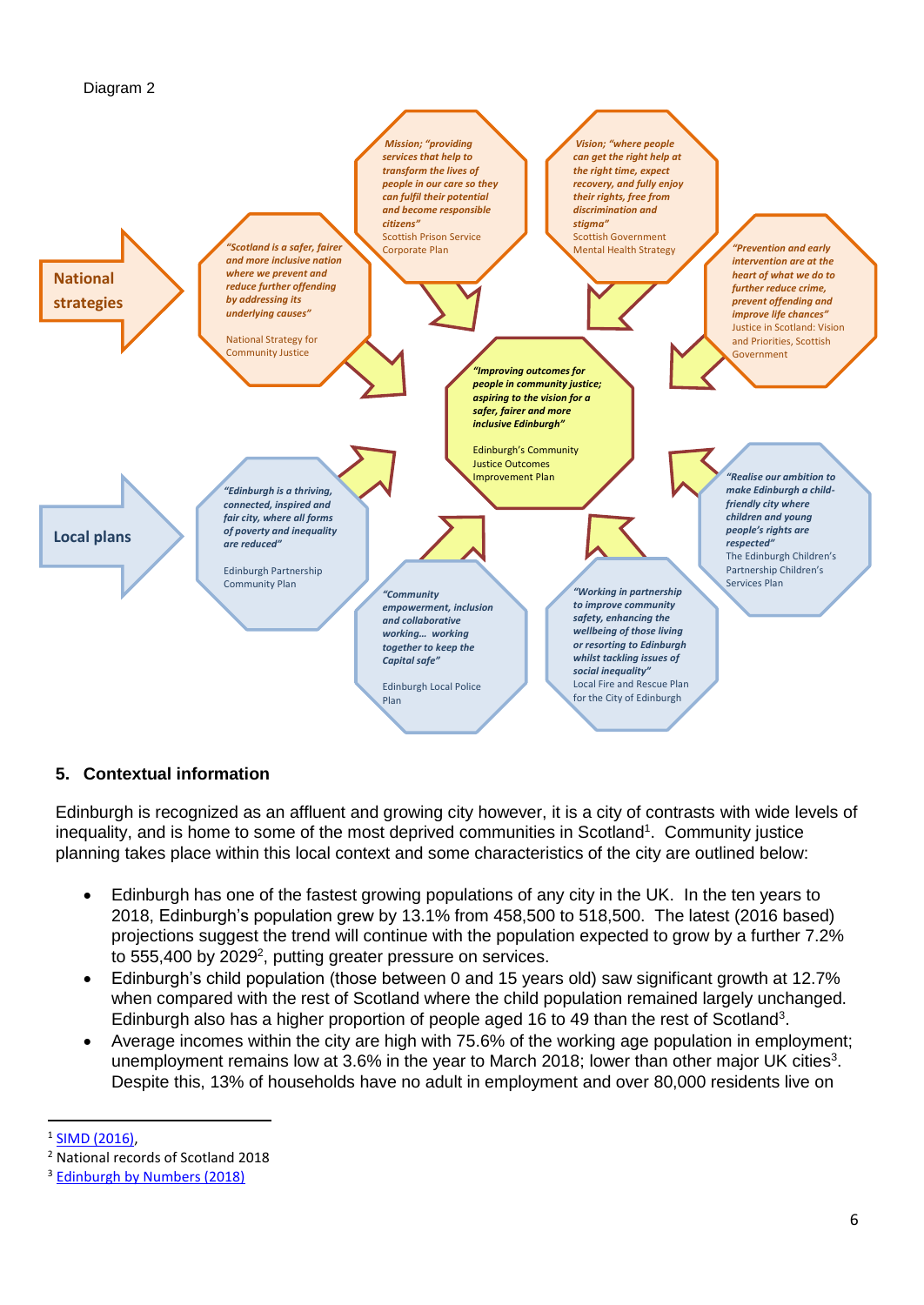Diagram 2

**National strategies**

*"Scotland is a safer, fairer and more inclusive nation where we prevent and reduce further offending by addressing its underlying causes"*

National Strategy for Community Justice

*Mission; "providing services that help to transform the lives of people in our care so they can fulfil their potential and become responsible citizens"*

Scottish Prison Service Corporate Plan

*Vision; "where people can get the right help at the right time, expect recovery, and fully enjoy their rights, free from discrimination and stigma"*

Scottish Government Mental Health Strategy

*"Prevention and early intervention are at the heart of what we do to further reduce crime, prevent offending and improve life chances"*

Justice in Scotland: Vision and Priorities, Scottish Government

*"Improving outcomes for people in community justice; aspiring to the vision for a safer, fairer and more inclusive Edinburgh"*

Edinburgh's Community Justice Outcomes Improvement Plan

**Local plans**

*"Edinburgh is a thriving, connected, inspired and fair city, where all forms of poverty and inequality are reduced"*

Edinburgh Partnership Community Plan

*"Community empowerment, inclusion and collaborative working… working together to keep the Capital safe"*

Edinburgh Local Police Plan

*"Working in partnership to improve community safety, enhancing the wellbeing of those living or resorting to Edinburgh whilst tackling issues of social inequality"*

Local Fire and Rescue Plan for the City of Edinburgh

*"Realise our ambition to make Edinburgh a child-friendly city where children and young people's rights are respected"*

The Edinburgh Children's Partnership Children's Services Plan

## 5. Contextual information

Edinburgh is recognized as an affluent and growing city however, it is a city of contrasts with wide levels of inequality, and is home to some of the most deprived communities in Scotland[1]. Community justice planning takes place within this local context and some characteristics of the city are outlined below:

- Edinburgh has one of the fastest growing populations of any city in the UK. In the ten years to 2018, Edinburgh's population grew by 13.1% from 458,500 to 518,500. The latest (2016 based) projections suggest the trend will continue with the population expected to grow by a further 7.2% to 555,400 by 2029[2], putting greater pressure on services.
- Edinburgh's child population (those between 0 and 15 years old) saw significant growth at 12.7% when compared with the rest of Scotland where the child population remained largely unchanged. Edinburgh also has a higher proportion of people aged 16 to 49 than the rest of Scotland[3].
- Average incomes within the city are high with 75.6% of the working age population in employment; unemployment remains low at 3.6% in the year to March 2018; lower than other major UK cities[3]. Despite this, 13% of households have no adult in employment and over 80,000 residents live on

---

[1] SIMD (2016),

[2] National records of Scotland 2018

[3] Edinburgh by Numbers (2018)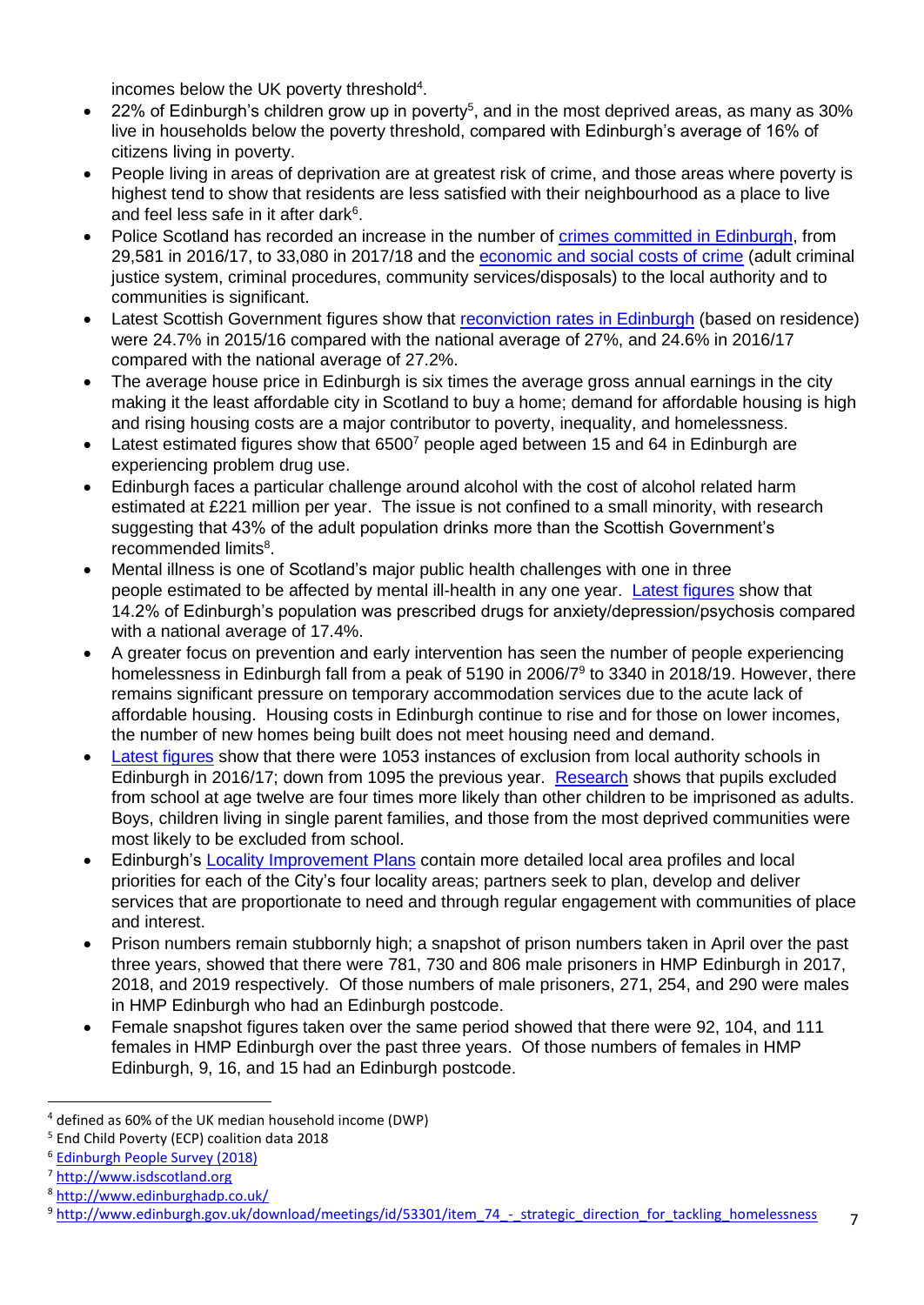incomes below the UK poverty threshold[4].

- 22% of Edinburgh's children grow up in poverty[5], and in the most deprived areas, as many as 30% live in households below the poverty threshold, compared with Edinburgh's average of 16% of citizens living in poverty.
- People living in areas of deprivation are at greatest risk of crime, and those areas where poverty is highest tend to show that residents are less satisfied with their neighbourhood as a place to live and feel less safe in it after dark[6].
- Police Scotland has recorded an increase in the number of crimes committed in Edinburgh, from 29,581 in 2016/17, to 33,080 in 2017/18 and the economic and social costs of crime (adult criminal justice system, criminal procedures, community services/disposals) to the local authority and to communities is significant.
- Latest Scottish Government figures show that reconviction rates in Edinburgh (based on residence) were 24.7% in 2015/16 compared with the national average of 27%, and 24.6% in 2016/17 compared with the national average of 27.2%.
- The average house price in Edinburgh is six times the average gross annual earnings in the city making it the least affordable city in Scotland to buy a home; demand for affordable housing is high and rising housing costs are a major contributor to poverty, inequality, and homelessness.
- Latest estimated figures show that 6500[7] people aged between 15 and 64 in Edinburgh are experiencing problem drug use.
- Edinburgh faces a particular challenge around alcohol with the cost of alcohol related harm estimated at £221 million per year. The issue is not confined to a small minority, with research suggesting that 43% of the adult population drinks more than the Scottish Government's recommended limits[8].
- Mental illness is one of Scotland's major public health challenges with one in three people estimated to be affected by mental ill-health in any one year. Latest figures show that 14.2% of Edinburgh's population was prescribed drugs for anxiety/depression/psychosis compared with a national average of 17.4%.
- A greater focus on prevention and early intervention has seen the number of people experiencing homelessness in Edinburgh fall from a peak of 5190 in 2006/7[9] to 3340 in 2018/19. However, there remains significant pressure on temporary accommodation services due to the acute lack of affordable housing. Housing costs in Edinburgh continue to rise and for those on lower incomes, the number of new homes being built does not meet housing need and demand.
- Latest figures show that there were 1053 instances of exclusion from local authority schools in Edinburgh in 2016/17; down from 1095 the previous year. Research shows that pupils excluded from school at age twelve are four times more likely than other children to be imprisoned as adults. Boys, children living in single parent families, and those from the most deprived communities were most likely to be excluded from school.
- Edinburgh's Locality Improvement Plans contain more detailed local area profiles and local priorities for each of the City's four locality areas; partners seek to plan, develop and deliver services that are proportionate to need and through regular engagement with communities of place and interest.
- Prison numbers remain stubbornly high; a snapshot of prison numbers taken in April over the past three years, showed that there were 781, 730 and 806 male prisoners in HMP Edinburgh in 2017, 2018, and 2019 respectively. Of those numbers of male prisoners, 271, 254, and 290 were males in HMP Edinburgh who had an Edinburgh postcode.
- Female snapshot figures taken over the same period showed that there were 92, 104, and 111 females in HMP Edinburgh over the past three years. Of those numbers of females in HMP Edinburgh, 9, 16, and 15 had an Edinburgh postcode.

---

[4] defined as 60% of the UK median household income (DWP)

[5] End Child Poverty (ECP) coalition data 2018

[6] Edinburgh People Survey (2018)

[7] http://www.isdscotland.org

[8] http://www.edinburghadp.co.uk/

[9] http://www.edinburgh.gov.uk/download/meetings/id/53301/item_74_-_strategic_direction_for_tackling_homelessness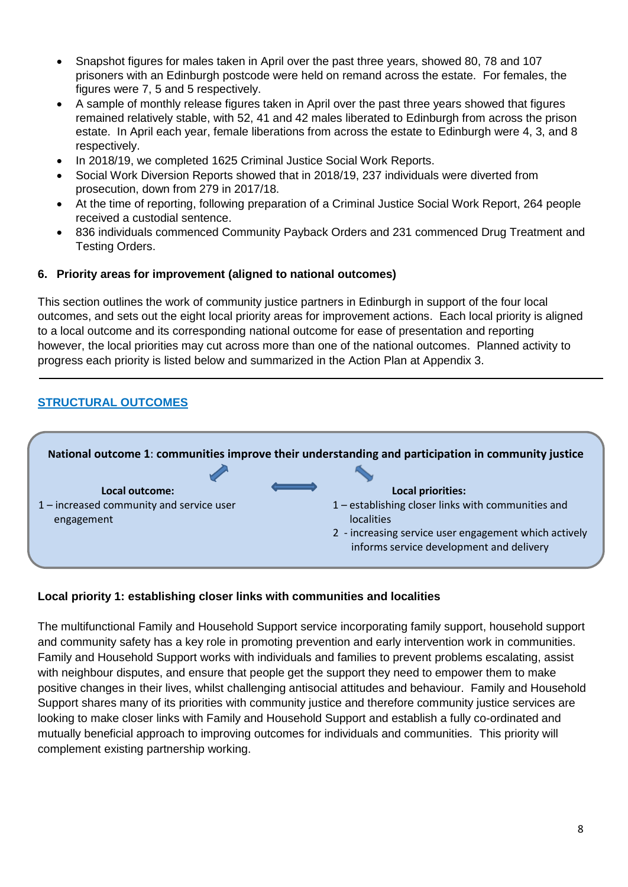- Snapshot figures for males taken in April over the past three years, showed 80, 78 and 107 prisoners with an Edinburgh postcode were held on remand across the estate. For females, the figures were 7, 5 and 5 respectively.
- A sample of monthly release figures taken in April over the past three years showed that figures remained relatively stable, with 52, 41 and 42 males liberated to Edinburgh from across the prison estate. In April each year, female liberations from across the estate to Edinburgh were 4, 3, and 8 respectively.
- In 2018/19, we completed 1625 Criminal Justice Social Work Reports.
- Social Work Diversion Reports showed that in 2018/19, 237 individuals were diverted from prosecution, down from 279 in 2017/18.
- At the time of reporting, following preparation of a Criminal Justice Social Work Report, 264 people received a custodial sentence.
- 836 individuals commenced Community Payback Orders and 231 commenced Drug Treatment and Testing Orders.

## 6. Priority areas for improvement (aligned to national outcomes)

This section outlines the work of community justice partners in Edinburgh in support of the four local outcomes, and sets out the eight local priority areas for improvement actions. Each local priority is aligned to a local outcome and its corresponding national outcome for ease of presentation and reporting however, the local priorities may cut across more than one of the national outcomes. Planned activity to progress each priority is listed below and summarized in the Action Plan at Appendix 3.

---

### STRUCTURAL OUTCOMES

**National outcome 1**: **communities improve their understanding and participation in community justice**

**Local outcome:**

1 – increased community and service user engagement

**Local priorities:**

1 – establishing closer links with communities and localities

2 - increasing service user engagement which actively informs service development and delivery

### Local priority 1: establishing closer links with communities and localities

The multifunctional Family and Household Support service incorporating family support, household support and community safety has a key role in promoting prevention and early intervention work in communities. Family and Household Support works with individuals and families to prevent problems escalating, assist with neighbour disputes, and ensure that people get the support they need to empower them to make positive changes in their lives, whilst challenging antisocial attitudes and behaviour. Family and Household Support shares many of its priorities with community justice and therefore community justice services are looking to make closer links with Family and Household Support and establish a fully co-ordinated and mutually beneficial approach to improving outcomes for individuals and communities. This priority will complement existing partnership working.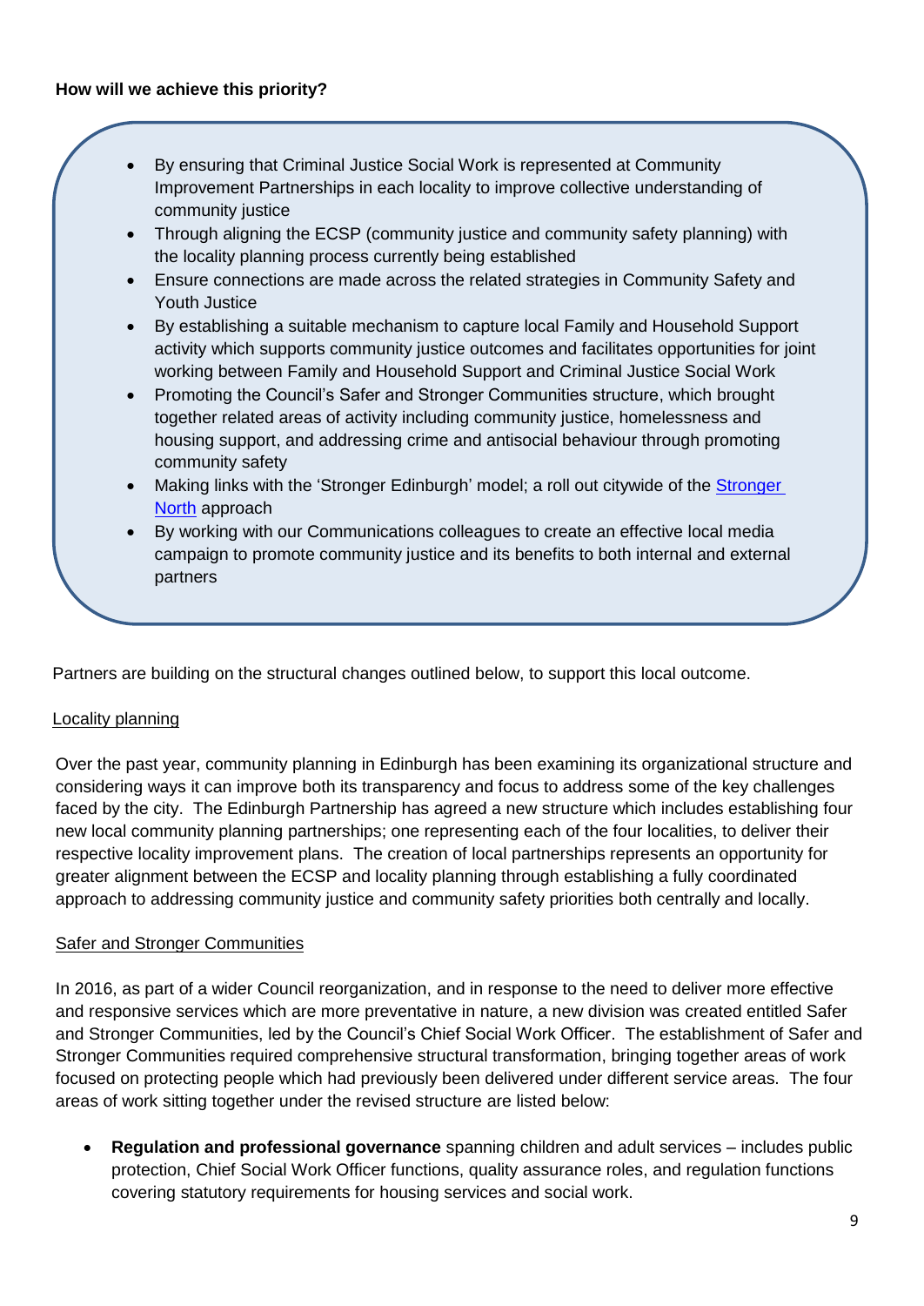**How will we achieve this priority?**

- By ensuring that Criminal Justice Social Work is represented at Community Improvement Partnerships in each locality to improve collective understanding of community justice
- Through aligning the ECSP (community justice and community safety planning) with the locality planning process currently being established
- Ensure connections are made across the related strategies in Community Safety and Youth Justice
- By establishing a suitable mechanism to capture local Family and Household Support activity which supports community justice outcomes and facilitates opportunities for joint working between Family and Household Support and Criminal Justice Social Work
- Promoting the Council's Safer and Stronger Communities structure, which brought together related areas of activity including community justice, homelessness and housing support, and addressing crime and antisocial behaviour through promoting community safety
- Making links with the 'Stronger Edinburgh' model; a roll out citywide of the Stronger North approach
- By working with our Communications colleagues to create an effective local media campaign to promote community justice and its benefits to both internal and external partners

Partners are building on the structural changes outlined below, to support this local outcome.

Locality planning

Over the past year, community planning in Edinburgh has been examining its organizational structure and considering ways it can improve both its transparency and focus to address some of the key challenges faced by the city. The Edinburgh Partnership has agreed a new structure which includes establishing four new local community planning partnerships; one representing each of the four localities, to deliver their respective locality improvement plans. The creation of local partnerships represents an opportunity for greater alignment between the ECSP and locality planning through establishing a fully coordinated approach to addressing community justice and community safety priorities both centrally and locally.

Safer and Stronger Communities

In 2016, as part of a wider Council reorganization, and in response to the need to deliver more effective and responsive services which are more preventative in nature, a new division was created entitled Safer and Stronger Communities, led by the Council's Chief Social Work Officer. The establishment of Safer and Stronger Communities required comprehensive structural transformation, bringing together areas of work focused on protecting people which had previously been delivered under different service areas. The four areas of work sitting together under the revised structure are listed below:

- **Regulation and professional governance** spanning children and adult services – includes public protection, Chief Social Work Officer functions, quality assurance roles, and regulation functions covering statutory requirements for housing services and social work.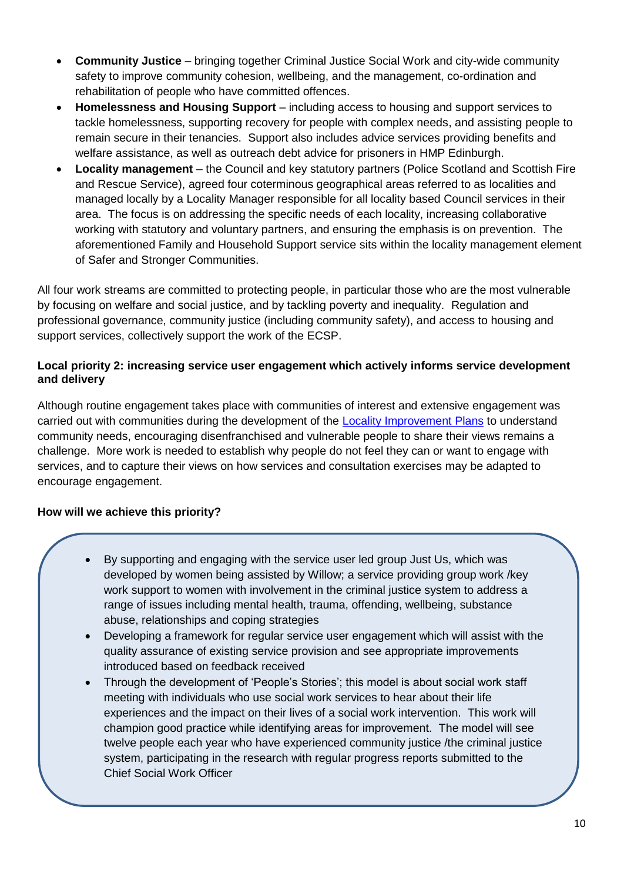- **Community Justice** – bringing together Criminal Justice Social Work and city-wide community safety to improve community cohesion, wellbeing, and the management, co-ordination and rehabilitation of people who have committed offences.
- **Homelessness and Housing Support** – including access to housing and support services to tackle homelessness, supporting recovery for people with complex needs, and assisting people to remain secure in their tenancies. Support also includes advice services providing benefits and welfare assistance, as well as outreach debt advice for prisoners in HMP Edinburgh.
- **Locality management** – the Council and key statutory partners (Police Scotland and Scottish Fire and Rescue Service), agreed four coterminous geographical areas referred to as localities and managed locally by a Locality Manager responsible for all locality based Council services in their area. The focus is on addressing the specific needs of each locality, increasing collaborative working with statutory and voluntary partners, and ensuring the emphasis is on prevention. The aforementioned Family and Household Support service sits within the locality management element of Safer and Stronger Communities.

All four work streams are committed to protecting people, in particular those who are the most vulnerable by focusing on welfare and social justice, and by tackling poverty and inequality. Regulation and professional governance, community justice (including community safety), and access to housing and support services, collectively support the work of the ECSP.

**Local priority 2: increasing service user engagement which actively informs service development and delivery**

Although routine engagement takes place with communities of interest and extensive engagement was carried out with communities during the development of the Locality Improvement Plans to understand community needs, encouraging disenfranchised and vulnerable people to share their views remains a challenge. More work is needed to establish why people do not feel they can or want to engage with services, and to capture their views on how services and consultation exercises may be adapted to encourage engagement.

**How will we achieve this priority?**

- By supporting and engaging with the service user led group Just Us, which was developed by women being assisted by Willow; a service providing group work /key work support to women with involvement in the criminal justice system to address a range of issues including mental health, trauma, offending, wellbeing, substance abuse, relationships and coping strategies
- Developing a framework for regular service user engagement which will assist with the quality assurance of existing service provision and see appropriate improvements introduced based on feedback received
- Through the development of 'People's Stories'; this model is about social work staff meeting with individuals who use social work services to hear about their life experiences and the impact on their lives of a social work intervention. This work will champion good practice while identifying areas for improvement. The model will see twelve people each year who have experienced community justice /the criminal justice system, participating in the research with regular progress reports submitted to the Chief Social Work Officer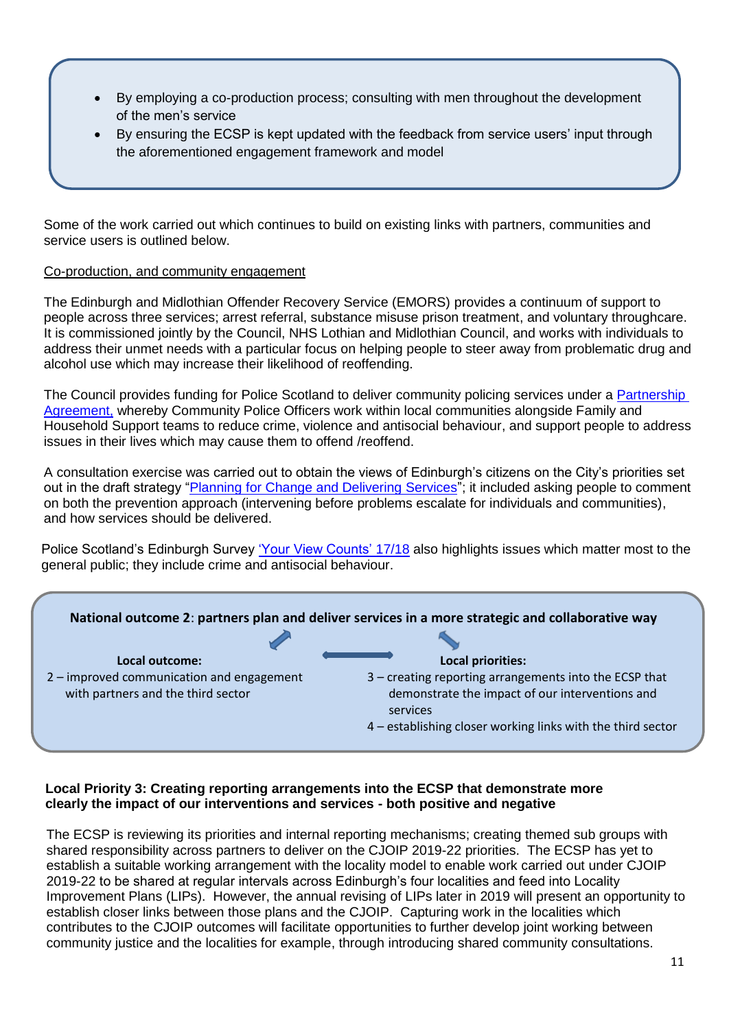- By employing a co-production process; consulting with men throughout the development of the men's service
- By ensuring the ECSP is kept updated with the feedback from service users' input through the aforementioned engagement framework and model

Some of the work carried out which continues to build on existing links with partners, communities and service users is outlined below.

Co-production, and community engagement

The Edinburgh and Midlothian Offender Recovery Service (EMORS) provides a continuum of support to people across three services; arrest referral, substance misuse prison treatment, and voluntary throughcare. It is commissioned jointly by the Council, NHS Lothian and Midlothian Council, and works with individuals to address their unmet needs with a particular focus on helping people to steer away from problematic drug and alcohol use which may increase their likelihood of reoffending.

The Council provides funding for Police Scotland to deliver community policing services under a Partnership Agreement, whereby Community Police Officers work within local communities alongside Family and Household Support teams to reduce crime, violence and antisocial behaviour, and support people to address issues in their lives which may cause them to offend /reoffend.

A consultation exercise was carried out to obtain the views of Edinburgh's citizens on the City's priorities set out in the draft strategy "Planning for Change and Delivering Services"; it included asking people to comment on both the prevention approach (intervening before problems escalate for individuals and communities), and how services should be delivered.

Police Scotland's Edinburgh Survey 'Your View Counts' 17/18 also highlights issues which matter most to the general public; they include crime and antisocial behaviour.

**National outcome 2: partners plan and deliver services in a more strategic and collaborative way**

**Local outcome:**

2 – improved communication and engagement with partners and the third sector

**Local priorities:**

3 – creating reporting arrangements into the ECSP that demonstrate the impact of our interventions and services

4 – establishing closer working links with the third sector

**Local Priority 3: Creating reporting arrangements into the ECSP that demonstrate more clearly the impact of our interventions and services - both positive and negative**

The ECSP is reviewing its priorities and internal reporting mechanisms; creating themed sub groups with shared responsibility across partners to deliver on the CJOIP 2019-22 priorities. The ECSP has yet to establish a suitable working arrangement with the locality model to enable work carried out under CJOIP 2019-22 to be shared at regular intervals across Edinburgh's four localities and feed into Locality Improvement Plans (LIPs). However, the annual revising of LIPs later in 2019 will present an opportunity to establish closer links between those plans and the CJOIP. Capturing work in the localities which contributes to the CJOIP outcomes will facilitate opportunities to further develop joint working between community justice and the localities for example, through introducing shared community consultations.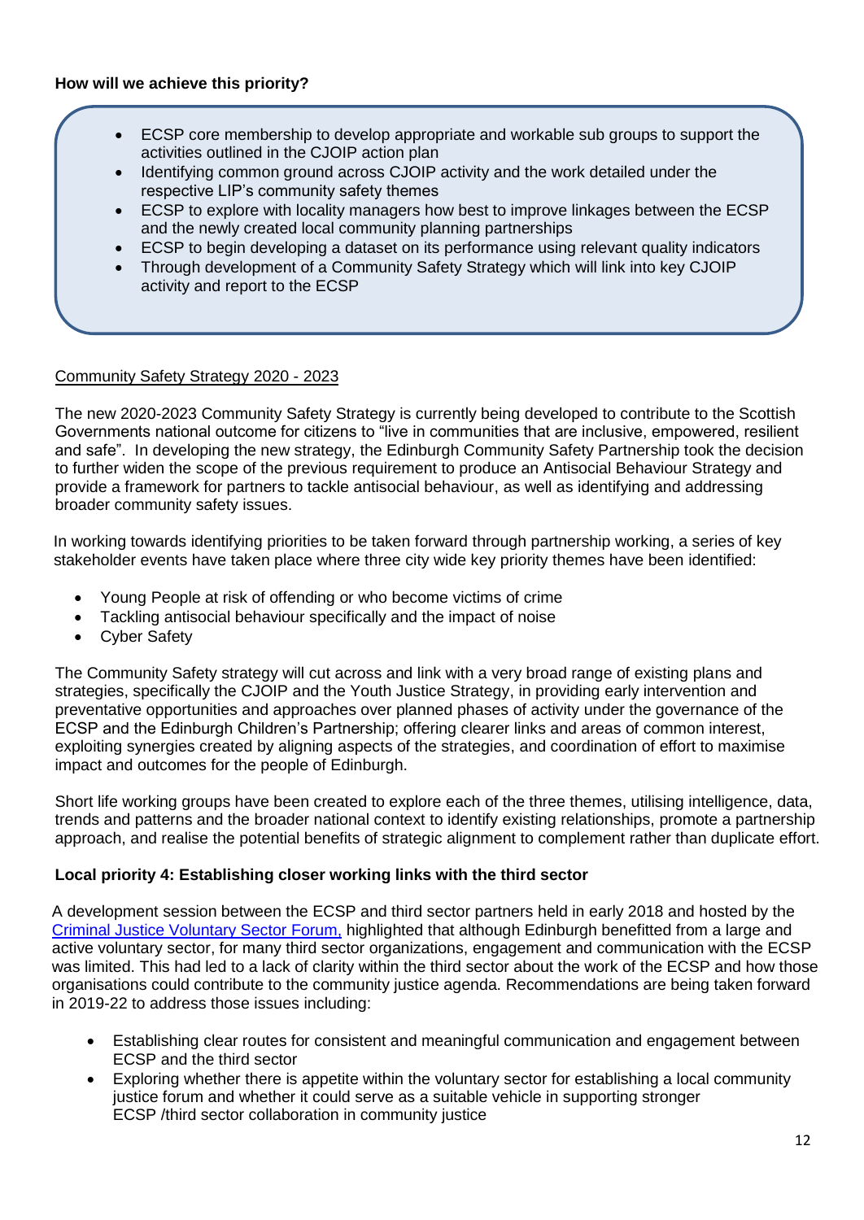**How will we achieve this priority?**

- ECSP core membership to develop appropriate and workable sub groups to support the activities outlined in the CJOIP action plan
- Identifying common ground across CJOIP activity and the work detailed under the respective LIP's community safety themes
- ECSP to explore with locality managers how best to improve linkages between the ECSP and the newly created local community planning partnerships
- ECSP to begin developing a dataset on its performance using relevant quality indicators
- Through development of a Community Safety Strategy which will link into key CJOIP activity and report to the ECSP

<u>Community Safety Strategy 2020 - 2023</u>

The new 2020-2023 Community Safety Strategy is currently being developed to contribute to the Scottish Governments national outcome for citizens to "live in communities that are inclusive, empowered, resilient and safe". In developing the new strategy, the Edinburgh Community Safety Partnership took the decision to further widen the scope of the previous requirement to produce an Antisocial Behaviour Strategy and provide a framework for partners to tackle antisocial behaviour, as well as identifying and addressing broader community safety issues.

In working towards identifying priorities to be taken forward through partnership working, a series of key stakeholder events have taken place where three city wide key priority themes have been identified:

- Young People at risk of offending or who become victims of crime
- Tackling antisocial behaviour specifically and the impact of noise
- Cyber Safety

The Community Safety strategy will cut across and link with a very broad range of existing plans and strategies, specifically the CJOIP and the Youth Justice Strategy, in providing early intervention and preventative opportunities and approaches over planned phases of activity under the governance of the ECSP and the Edinburgh Children's Partnership; offering clearer links and areas of common interest, exploiting synergies created by aligning aspects of the strategies, and coordination of effort to maximise impact and outcomes for the people of Edinburgh.

Short life working groups have been created to explore each of the three themes, utilising intelligence, data, trends and patterns and the broader national context to identify existing relationships, promote a partnership approach, and realise the potential benefits of strategic alignment to complement rather than duplicate effort.

**Local priority 4: Establishing closer working links with the third sector**

A development session between the ECSP and third sector partners held in early 2018 and hosted by the Criminal Justice Voluntary Sector Forum, highlighted that although Edinburgh benefitted from a large and active voluntary sector, for many third sector organizations, engagement and communication with the ECSP was limited. This had led to a lack of clarity within the third sector about the work of the ECSP and how those organisations could contribute to the community justice agenda. Recommendations are being taken forward in 2019-22 to address those issues including:

- Establishing clear routes for consistent and meaningful communication and engagement between ECSP and the third sector
- Exploring whether there is appetite within the voluntary sector for establishing a local community justice forum and whether it could serve as a suitable vehicle in supporting stronger ECSP /third sector collaboration in community justice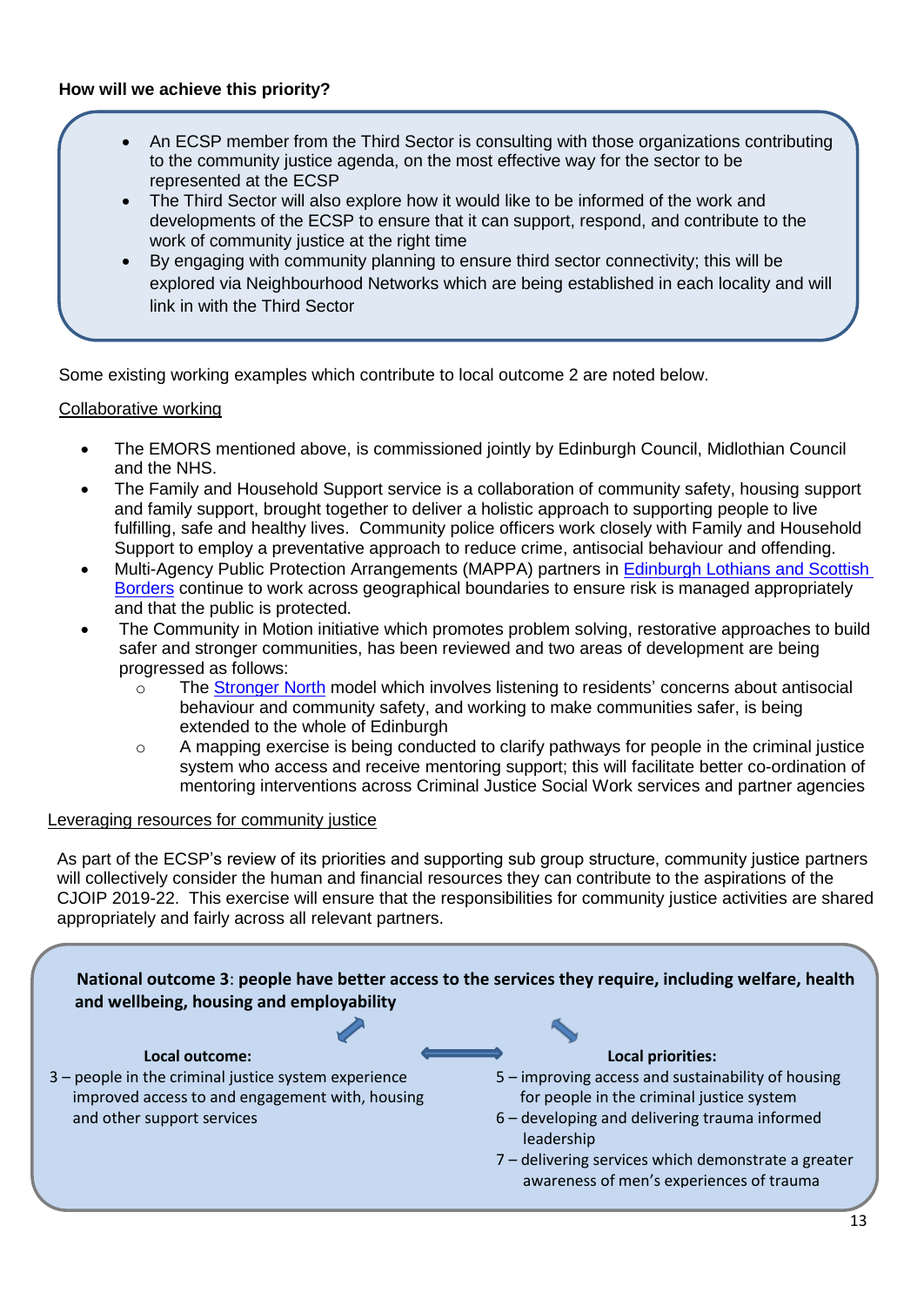**How will we achieve this priority?**

- An ECSP member from the Third Sector is consulting with those organizations contributing to the community justice agenda, on the most effective way for the sector to be represented at the ECSP
- The Third Sector will also explore how it would like to be informed of the work and developments of the ECSP to ensure that it can support, respond, and contribute to the work of community justice at the right time
- By engaging with community planning to ensure third sector connectivity; this will be explored via Neighbourhood Networks which are being established in each locality and will link in with the Third Sector

Some existing working examples which contribute to local outcome 2 are noted below.

Collaborative working

- The EMORS mentioned above, is commissioned jointly by Edinburgh Council, Midlothian Council and the NHS.
- The Family and Household Support service is a collaboration of community safety, housing support and family support, brought together to deliver a holistic approach to supporting people to live fulfilling, safe and healthy lives. Community police officers work closely with Family and Household Support to employ a preventative approach to reduce crime, antisocial behaviour and offending.
- Multi-Agency Public Protection Arrangements (MAPPA) partners in Edinburgh Lothians and Scottish Borders continue to work across geographical boundaries to ensure risk is managed appropriately and that the public is protected.
- The Community in Motion initiative which promotes problem solving, restorative approaches to build safer and stronger communities, has been reviewed and two areas of development are being progressed as follows:
  - The Stronger North model which involves listening to residents' concerns about antisocial behaviour and community safety, and working to make communities safer, is being extended to the whole of Edinburgh
  - A mapping exercise is being conducted to clarify pathways for people in the criminal justice system who access and receive mentoring support; this will facilitate better co-ordination of mentoring interventions across Criminal Justice Social Work services and partner agencies

Leveraging resources for community justice

As part of the ECSP's review of its priorities and supporting sub group structure, community justice partners will collectively consider the human and financial resources they can contribute to the aspirations of the CJOIP 2019-22. This exercise will ensure that the responsibilities for community justice activities are shared appropriately and fairly across all relevant partners.

**National outcome 3: people have better access to the services they require, including welfare, health and wellbeing, housing and employability**

**Local outcome:**

3 – people in the criminal justice system experience improved access to and engagement with, housing and other support services

**Local priorities:**

5 – improving access and sustainability of housing for people in the criminal justice system

6 – developing and delivering trauma informed leadership

7 – delivering services which demonstrate a greater awareness of men's experiences of trauma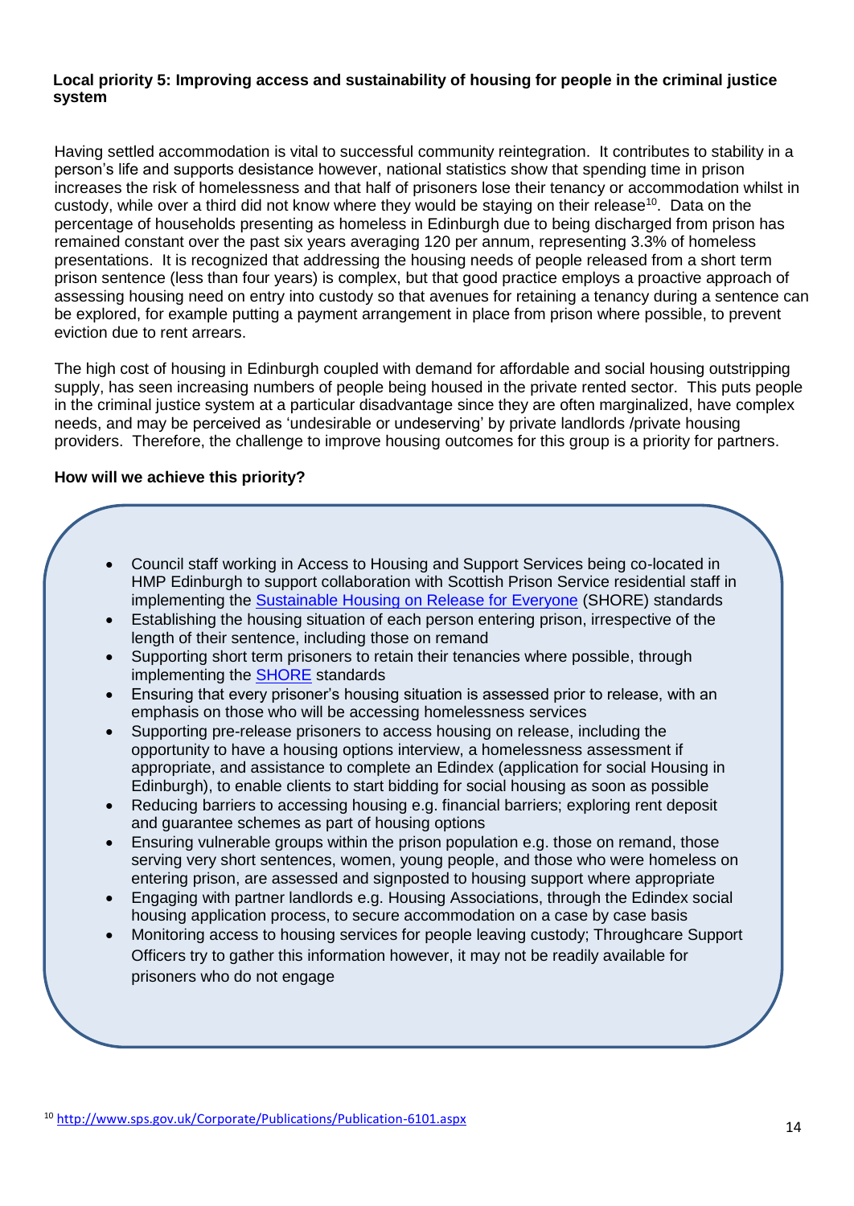**Local priority 5: Improving access and sustainability of housing for people in the criminal justice system**

Having settled accommodation is vital to successful community reintegration. It contributes to stability in a person's life and supports desistance however, national statistics show that spending time in prison increases the risk of homelessness and that half of prisoners lose their tenancy or accommodation whilst in custody, while over a third did not know where they would be staying on their release[10]. Data on the percentage of households presenting as homeless in Edinburgh due to being discharged from prison has remained constant over the past six years averaging 120 per annum, representing 3.3% of homeless presentations. It is recognized that addressing the housing needs of people released from a short term prison sentence (less than four years) is complex, but that good practice employs a proactive approach of assessing housing need on entry into custody so that avenues for retaining a tenancy during a sentence can be explored, for example putting a payment arrangement in place from prison where possible, to prevent eviction due to rent arrears.

The high cost of housing in Edinburgh coupled with demand for affordable and social housing outstripping supply, has seen increasing numbers of people being housed in the private rented sector. This puts people in the criminal justice system at a particular disadvantage since they are often marginalized, have complex needs, and may be perceived as 'undesirable or undeserving' by private landlords /private housing providers. Therefore, the challenge to improve housing outcomes for this group is a priority for partners.

**How will we achieve this priority?**

- Council staff working in Access to Housing and Support Services being co-located in HMP Edinburgh to support collaboration with Scottish Prison Service residential staff in implementing the Sustainable Housing on Release for Everyone (SHORE) standards
- Establishing the housing situation of each person entering prison, irrespective of the length of their sentence, including those on remand
- Supporting short term prisoners to retain their tenancies where possible, through implementing the SHORE standards
- Ensuring that every prisoner's housing situation is assessed prior to release, with an emphasis on those who will be accessing homelessness services
- Supporting pre-release prisoners to access housing on release, including the opportunity to have a housing options interview, a homelessness assessment if appropriate, and assistance to complete an Edindex (application for social Housing in Edinburgh), to enable clients to start bidding for social housing as soon as possible
- Reducing barriers to accessing housing e.g. financial barriers; exploring rent deposit and guarantee schemes as part of housing options
- Ensuring vulnerable groups within the prison population e.g. those on remand, those serving very short sentences, women, young people, and those who were homeless on entering prison, are assessed and signposted to housing support where appropriate
- Engaging with partner landlords e.g. Housing Associations, through the Edindex social housing application process, to secure accommodation on a case by case basis
- Monitoring access to housing services for people leaving custody; Throughcare Support Officers try to gather this information however, it may not be readily available for prisoners who do not engage

[10] http://www.sps.gov.uk/Corporate/Publications/Publication-6101.aspx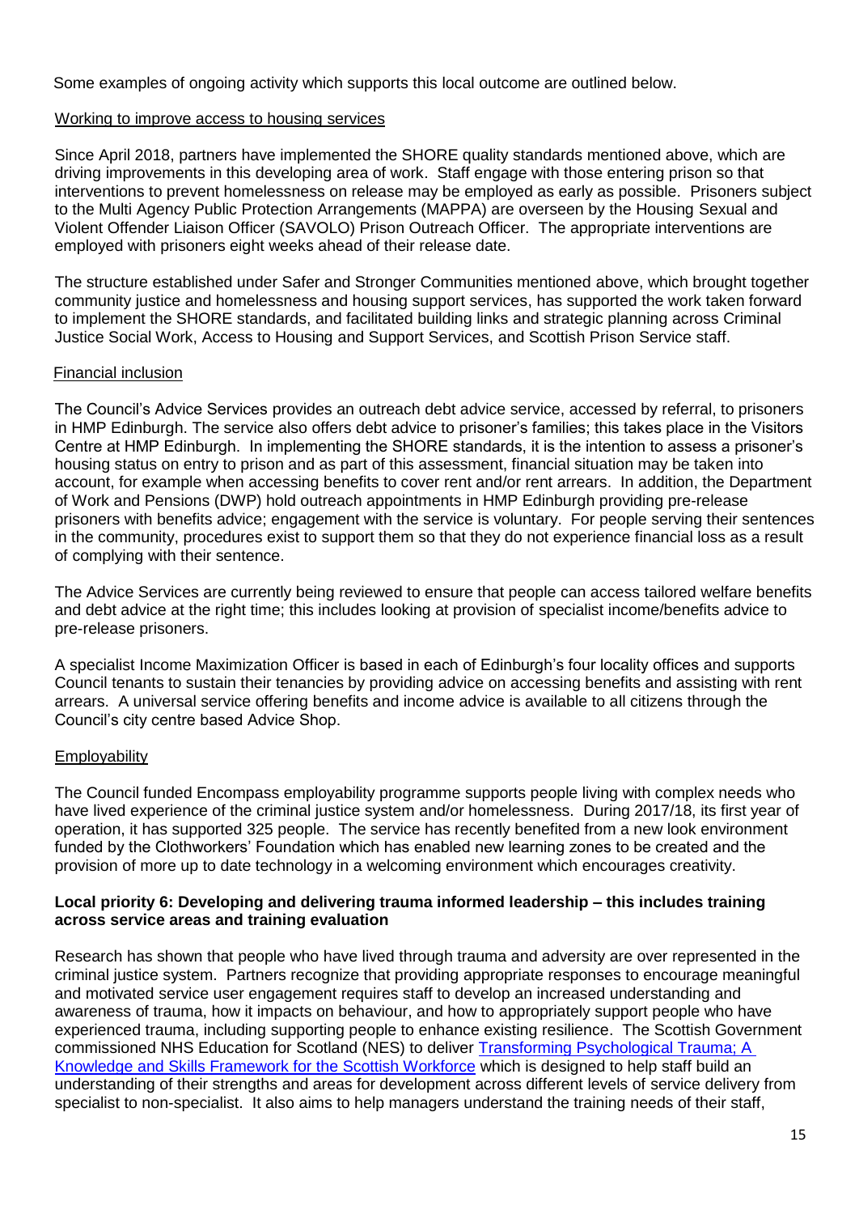Some examples of ongoing activity which supports this local outcome are outlined below.

Working to improve access to housing services

Since April 2018, partners have implemented the SHORE quality standards mentioned above, which are driving improvements in this developing area of work. Staff engage with those entering prison so that interventions to prevent homelessness on release may be employed as early as possible. Prisoners subject to the Multi Agency Public Protection Arrangements (MAPPA) are overseen by the Housing Sexual and Violent Offender Liaison Officer (SAVOLO) Prison Outreach Officer. The appropriate interventions are employed with prisoners eight weeks ahead of their release date.

The structure established under Safer and Stronger Communities mentioned above, which brought together community justice and homelessness and housing support services, has supported the work taken forward to implement the SHORE standards, and facilitated building links and strategic planning across Criminal Justice Social Work, Access to Housing and Support Services, and Scottish Prison Service staff.

Financial inclusion

The Council's Advice Services provides an outreach debt advice service, accessed by referral, to prisoners in HMP Edinburgh. The service also offers debt advice to prisoner's families; this takes place in the Visitors Centre at HMP Edinburgh. In implementing the SHORE standards, it is the intention to assess a prisoner's housing status on entry to prison and as part of this assessment, financial situation may be taken into account, for example when accessing benefits to cover rent and/or rent arrears. In addition, the Department of Work and Pensions (DWP) hold outreach appointments in HMP Edinburgh providing pre-release prisoners with benefits advice; engagement with the service is voluntary. For people serving their sentences in the community, procedures exist to support them so that they do not experience financial loss as a result of complying with their sentence.

The Advice Services are currently being reviewed to ensure that people can access tailored welfare benefits and debt advice at the right time; this includes looking at provision of specialist income/benefits advice to pre-release prisoners.

A specialist Income Maximization Officer is based in each of Edinburgh's four locality offices and supports Council tenants to sustain their tenancies by providing advice on accessing benefits and assisting with rent arrears. A universal service offering benefits and income advice is available to all citizens through the Council's city centre based Advice Shop.

Employability

The Council funded Encompass employability programme supports people living with complex needs who have lived experience of the criminal justice system and/or homelessness. During 2017/18, its first year of operation, it has supported 325 people. The service has recently benefited from a new look environment funded by the Clothworkers' Foundation which has enabled new learning zones to be created and the provision of more up to date technology in a welcoming environment which encourages creativity.

**Local priority 6: Developing and delivering trauma informed leadership – this includes training across service areas and training evaluation**

Research has shown that people who have lived through trauma and adversity are over represented in the criminal justice system. Partners recognize that providing appropriate responses to encourage meaningful and motivated service user engagement requires staff to develop an increased understanding and awareness of trauma, how it impacts on behaviour, and how to appropriately support people who have experienced trauma, including supporting people to enhance existing resilience. The Scottish Government commissioned NHS Education for Scotland (NES) to deliver Transforming Psychological Trauma; A Knowledge and Skills Framework for the Scottish Workforce which is designed to help staff build an understanding of their strengths and areas for development across different levels of service delivery from specialist to non-specialist. It also aims to help managers understand the training needs of their staff,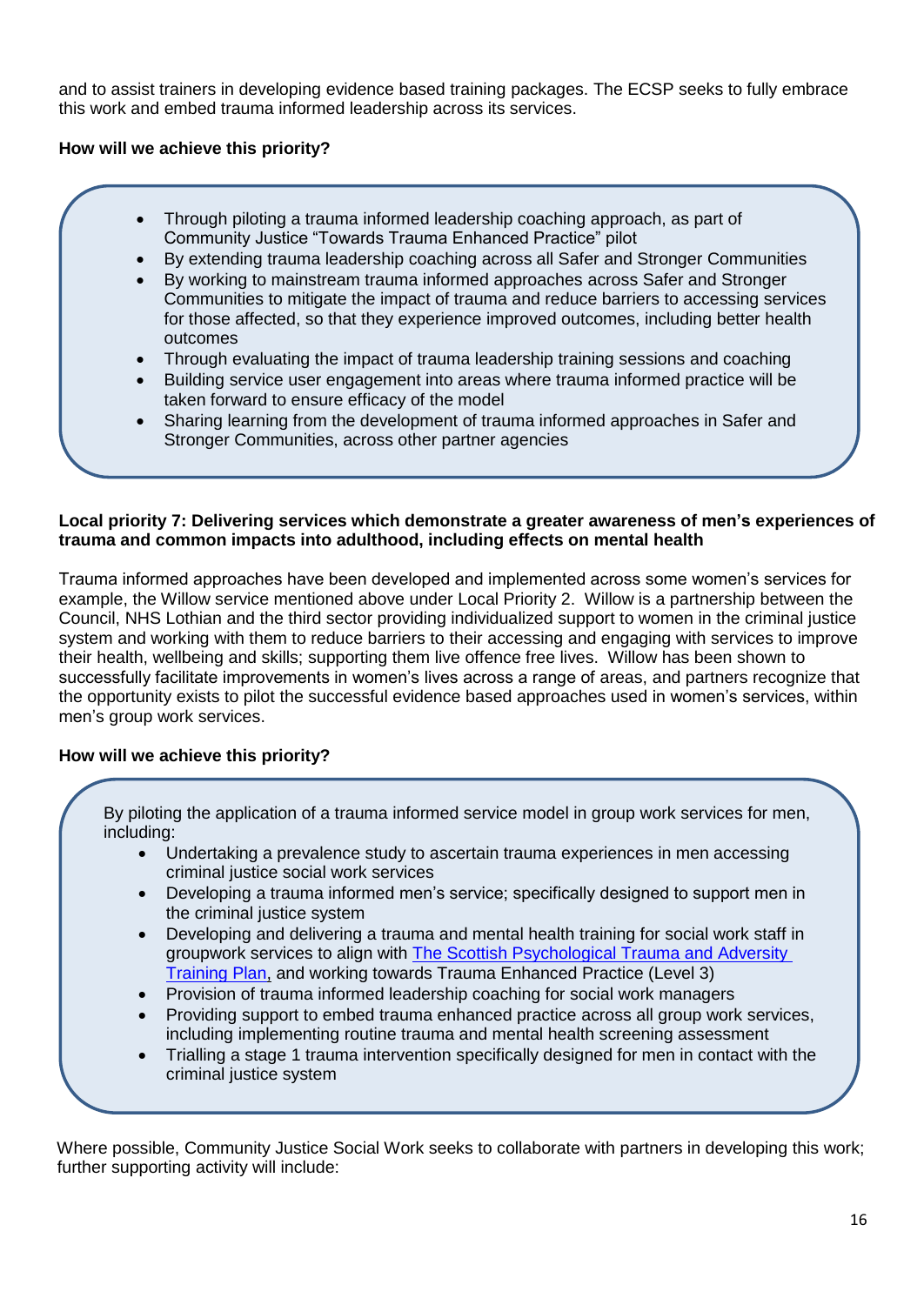and to assist trainers in developing evidence based training packages. The ECSP seeks to fully embrace this work and embed trauma informed leadership across its services.

**How will we achieve this priority?**

- Through piloting a trauma informed leadership coaching approach, as part of Community Justice "Towards Trauma Enhanced Practice" pilot
- By extending trauma leadership coaching across all Safer and Stronger Communities
- By working to mainstream trauma informed approaches across Safer and Stronger Communities to mitigate the impact of trauma and reduce barriers to accessing services for those affected, so that they experience improved outcomes, including better health outcomes
- Through evaluating the impact of trauma leadership training sessions and coaching
- Building service user engagement into areas where trauma informed practice will be taken forward to ensure efficacy of the model
- Sharing learning from the development of trauma informed approaches in Safer and Stronger Communities, across other partner agencies

**Local priority 7: Delivering services which demonstrate a greater awareness of men's experiences of trauma and common impacts into adulthood, including effects on mental health**

Trauma informed approaches have been developed and implemented across some women's services for example, the Willow service mentioned above under Local Priority 2. Willow is a partnership between the Council, NHS Lothian and the third sector providing individualized support to women in the criminal justice system and working with them to reduce barriers to their accessing and engaging with services to improve their health, wellbeing and skills; supporting them live offence free lives. Willow has been shown to successfully facilitate improvements in women's lives across a range of areas, and partners recognize that the opportunity exists to pilot the successful evidence based approaches used in women's services, within men's group work services.

**How will we achieve this priority?**

By piloting the application of a trauma informed service model in group work services for men, including:

- Undertaking a prevalence study to ascertain trauma experiences in men accessing criminal justice social work services
- Developing a trauma informed men's service; specifically designed to support men in the criminal justice system
- Developing and delivering a trauma and mental health training for social work staff in groupwork services to align with The Scottish Psychological Trauma and Adversity Training Plan, and working towards Trauma Enhanced Practice (Level 3)
- Provision of trauma informed leadership coaching for social work managers
- Providing support to embed trauma enhanced practice across all group work services, including implementing routine trauma and mental health screening assessment
- Trialling a stage 1 trauma intervention specifically designed for men in contact with the criminal justice system

Where possible, Community Justice Social Work seeks to collaborate with partners in developing this work; further supporting activity will include: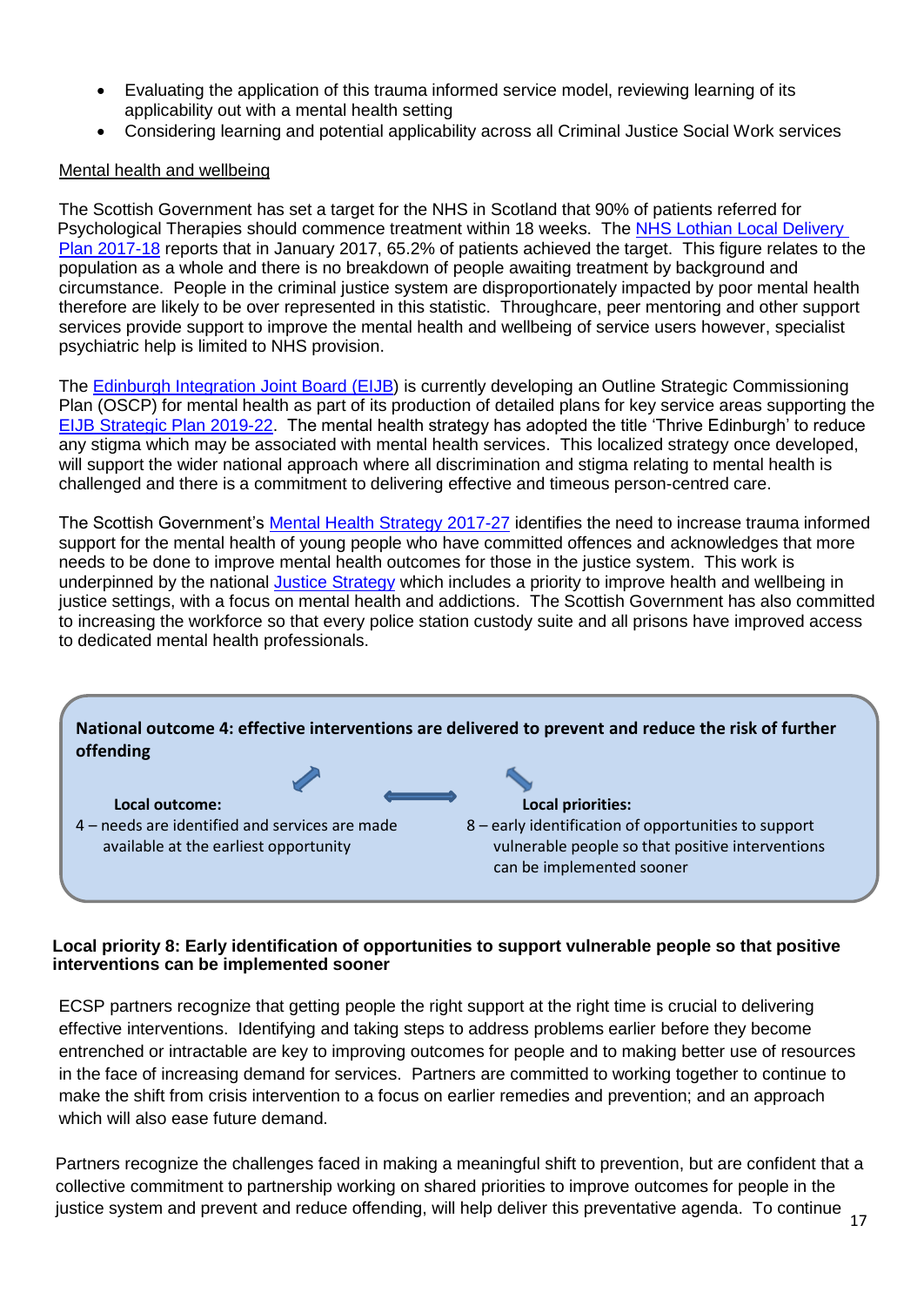- Evaluating the application of this trauma informed service model, reviewing learning of its applicability out with a mental health setting
- Considering learning and potential applicability across all Criminal Justice Social Work services

Mental health and wellbeing

The Scottish Government has set a target for the NHS in Scotland that 90% of patients referred for Psychological Therapies should commence treatment within 18 weeks. The NHS Lothian Local Delivery Plan 2017-18 reports that in January 2017, 65.2% of patients achieved the target. This figure relates to the population as a whole and there is no breakdown of people awaiting treatment by background and circumstance. People in the criminal justice system are disproportionately impacted by poor mental health therefore are likely to be over represented in this statistic. Throughcare, peer mentoring and other support services provide support to improve the mental health and wellbeing of service users however, specialist psychiatric help is limited to NHS provision.

The Edinburgh Integration Joint Board (EIJB) is currently developing an Outline Strategic Commissioning Plan (OSCP) for mental health as part of its production of detailed plans for key service areas supporting the EIJB Strategic Plan 2019-22. The mental health strategy has adopted the title 'Thrive Edinburgh' to reduce any stigma which may be associated with mental health services. This localized strategy once developed, will support the wider national approach where all discrimination and stigma relating to mental health is challenged and there is a commitment to delivering effective and timeous person-centred care.

The Scottish Government's Mental Health Strategy 2017-27 identifies the need to increase trauma informed support for the mental health of young people who have committed offences and acknowledges that more needs to be done to improve mental health outcomes for those in the justice system. This work is underpinned by the national Justice Strategy which includes a priority to improve health and wellbeing in justice settings, with a focus on mental health and addictions. The Scottish Government has also committed to increasing the workforce so that every police station custody suite and all prisons have improved access to dedicated mental health professionals.

**National outcome 4: effective interventions are delivered to prevent and reduce the risk of further offending**

**Local outcome:**
4 – needs are identified and services are made available at the earliest opportunity

**Local priorities:**
8 – early identification of opportunities to support vulnerable people so that positive interventions can be implemented sooner

**Local priority 8: Early identification of opportunities to support vulnerable people so that positive interventions can be implemented sooner**

ECSP partners recognize that getting people the right support at the right time is crucial to delivering effective interventions. Identifying and taking steps to address problems earlier before they become entrenched or intractable are key to improving outcomes for people and to making better use of resources in the face of increasing demand for services. Partners are committed to working together to continue to make the shift from crisis intervention to a focus on earlier remedies and prevention; and an approach which will also ease future demand.

Partners recognize the challenges faced in making a meaningful shift to prevention, but are confident that a collective commitment to partnership working on shared priorities to improve outcomes for people in the justice system and prevent and reduce offending, will help deliver this preventative agenda. To continue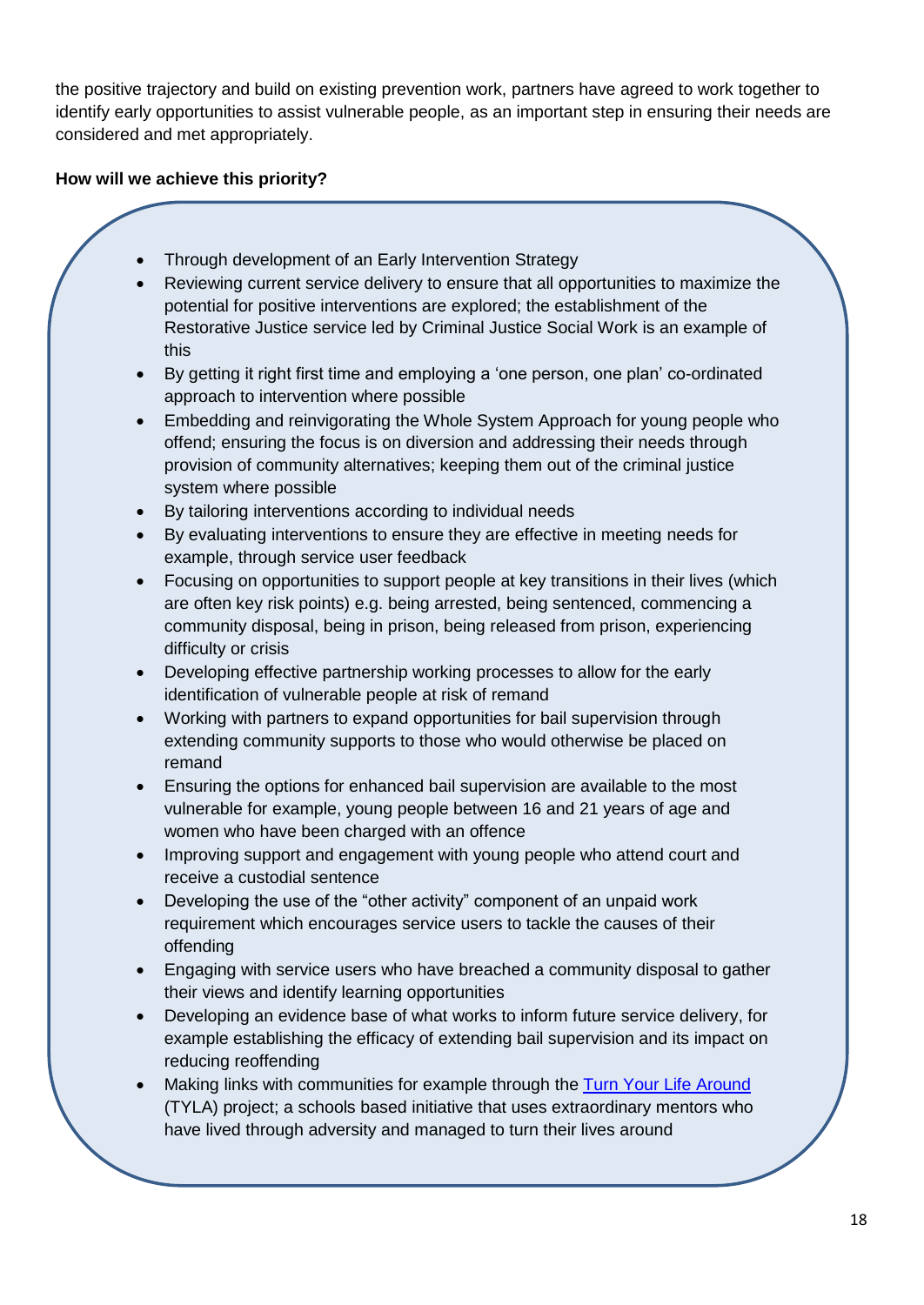the positive trajectory and build on existing prevention work, partners have agreed to work together to identify early opportunities to assist vulnerable people, as an important step in ensuring their needs are considered and met appropriately.

**How will we achieve this priority?**

- Through development of an Early Intervention Strategy
- Reviewing current service delivery to ensure that all opportunities to maximize the potential for positive interventions are explored; the establishment of the Restorative Justice service led by Criminal Justice Social Work is an example of this
- By getting it right first time and employing a 'one person, one plan' co-ordinated approach to intervention where possible
- Embedding and reinvigorating the Whole System Approach for young people who offend; ensuring the focus is on diversion and addressing their needs through provision of community alternatives; keeping them out of the criminal justice system where possible
- By tailoring interventions according to individual needs
- By evaluating interventions to ensure they are effective in meeting needs for example, through service user feedback
- Focusing on opportunities to support people at key transitions in their lives (which are often key risk points) e.g. being arrested, being sentenced, commencing a community disposal, being in prison, being released from prison, experiencing difficulty or crisis
- Developing effective partnership working processes to allow for the early identification of vulnerable people at risk of remand
- Working with partners to expand opportunities for bail supervision through extending community supports to those who would otherwise be placed on remand
- Ensuring the options for enhanced bail supervision are available to the most vulnerable for example, young people between 16 and 21 years of age and women who have been charged with an offence
- Improving support and engagement with young people who attend court and receive a custodial sentence
- Developing the use of the "other activity" component of an unpaid work requirement which encourages service users to tackle the causes of their offending
- Engaging with service users who have breached a community disposal to gather their views and identify learning opportunities
- Developing an evidence base of what works to inform future service delivery, for example establishing the efficacy of extending bail supervision and its impact on reducing reoffending
- Making links with communities for example through the Turn Your Life Around (TYLA) project; a schools based initiative that uses extraordinary mentors who have lived through adversity and managed to turn their lives around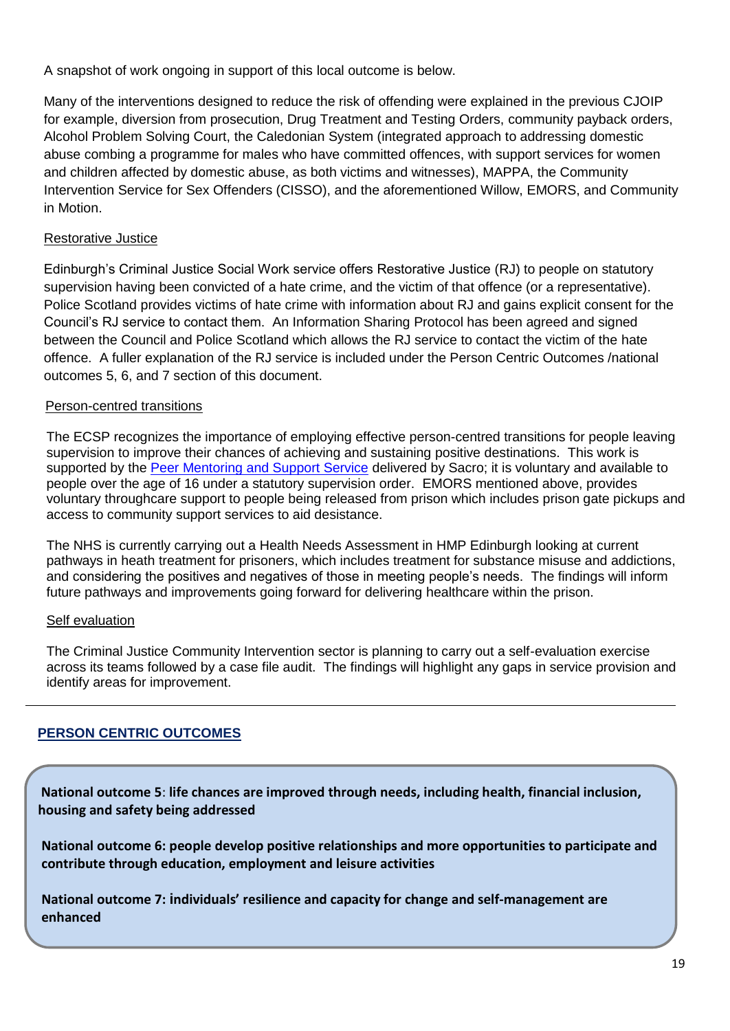A snapshot of work ongoing in support of this local outcome is below.

Many of the interventions designed to reduce the risk of offending were explained in the previous CJOIP for example, diversion from prosecution, Drug Treatment and Testing Orders, community payback orders, Alcohol Problem Solving Court, the Caledonian System (integrated approach to addressing domestic abuse combing a programme for males who have committed offences, with support services for women and children affected by domestic abuse, as both victims and witnesses), MAPPA, the Community Intervention Service for Sex Offenders (CISSO), and the aforementioned Willow, EMORS, and Community in Motion.

Restorative Justice

Edinburgh's Criminal Justice Social Work service offers Restorative Justice (RJ) to people on statutory supervision having been convicted of a hate crime, and the victim of that offence (or a representative). Police Scotland provides victims of hate crime with information about RJ and gains explicit consent for the Council's RJ service to contact them. An Information Sharing Protocol has been agreed and signed between the Council and Police Scotland which allows the RJ service to contact the victim of the hate offence. A fuller explanation of the RJ service is included under the Person Centric Outcomes /national outcomes 5, 6, and 7 section of this document.

Person-centred transitions

The ECSP recognizes the importance of employing effective person-centred transitions for people leaving supervision to improve their chances of achieving and sustaining positive destinations. This work is supported by the Peer Mentoring and Support Service delivered by Sacro; it is voluntary and available to people over the age of 16 under a statutory supervision order. EMORS mentioned above, provides voluntary throughcare support to people being released from prison which includes prison gate pickups and access to community support services to aid desistance.

The NHS is currently carrying out a Health Needs Assessment in HMP Edinburgh looking at current pathways in heath treatment for prisoners, which includes treatment for substance misuse and addictions, and considering the positives and negatives of those in meeting people's needs. The findings will inform future pathways and improvements going forward for delivering healthcare within the prison.

Self evaluation

The Criminal Justice Community Intervention sector is planning to carry out a self-evaluation exercise across its teams followed by a case file audit. The findings will highlight any gaps in service provision and identify areas for improvement.

---

## PERSON CENTRIC OUTCOMES

**National outcome 5: life chances are improved through needs, including health, financial inclusion, housing and safety being addressed**

**National outcome 6: people develop positive relationships and more opportunities to participate and contribute through education, employment and leisure activities**

**National outcome 7: individuals' resilience and capacity for change and self-management are enhanced**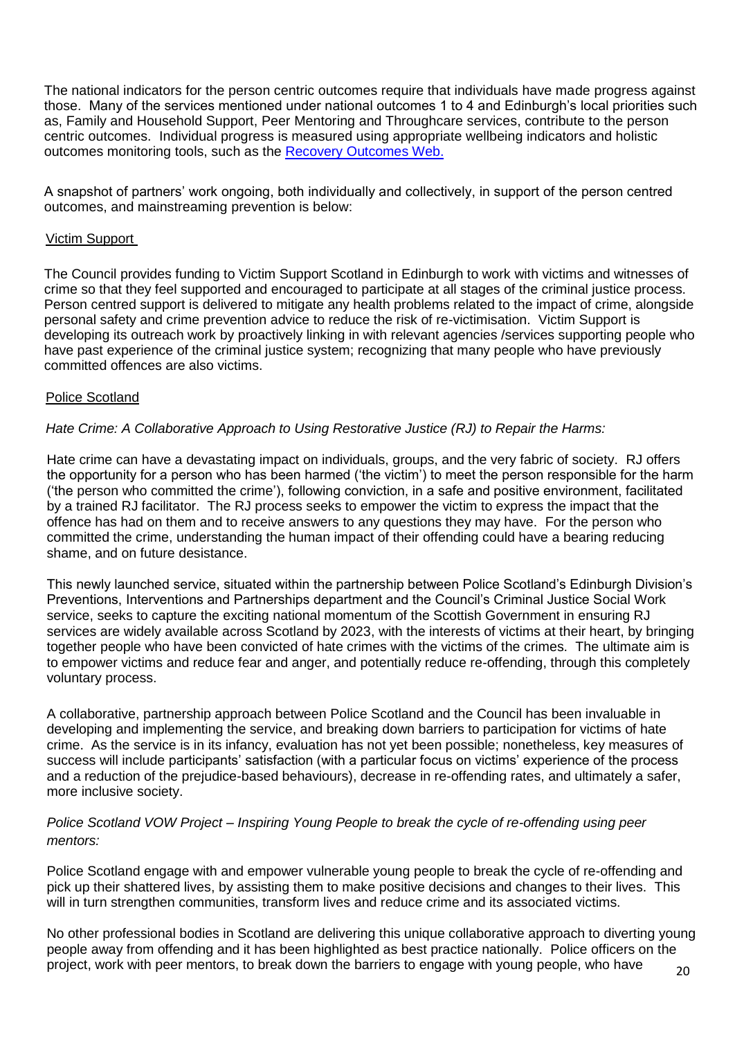The national indicators for the person centric outcomes require that individuals have made progress against those. Many of the services mentioned under national outcomes 1 to 4 and Edinburgh's local priorities such as, Family and Household Support, Peer Mentoring and Throughcare services, contribute to the person centric outcomes. Individual progress is measured using appropriate wellbeing indicators and holistic outcomes monitoring tools, such as the [Recovery Outcomes Web.]

A snapshot of partners' work ongoing, both individually and collectively, in support of the person centred outcomes, and mainstreaming prevention is below:

Victim Support

The Council provides funding to Victim Support Scotland in Edinburgh to work with victims and witnesses of crime so that they feel supported and encouraged to participate at all stages of the criminal justice process. Person centred support is delivered to mitigate any health problems related to the impact of crime, alongside personal safety and crime prevention advice to reduce the risk of re-victimisation. Victim Support is developing its outreach work by proactively linking in with relevant agencies /services supporting people who have past experience of the criminal justice system; recognizing that many people who have previously committed offences are also victims.

Police Scotland

*Hate Crime: A Collaborative Approach to Using Restorative Justice (RJ) to Repair the Harms:*

Hate crime can have a devastating impact on individuals, groups, and the very fabric of society. RJ offers the opportunity for a person who has been harmed ('the victim') to meet the person responsible for the harm ('the person who committed the crime'), following conviction, in a safe and positive environment, facilitated by a trained RJ facilitator. The RJ process seeks to empower the victim to express the impact that the offence has had on them and to receive answers to any questions they may have. For the person who committed the crime, understanding the human impact of their offending could have a bearing reducing shame, and on future desistance.

This newly launched service, situated within the partnership between Police Scotland's Edinburgh Division's Preventions, Interventions and Partnerships department and the Council's Criminal Justice Social Work service, seeks to capture the exciting national momentum of the Scottish Government in ensuring RJ services are widely available across Scotland by 2023, with the interests of victims at their heart, by bringing together people who have been convicted of hate crimes with the victims of the crimes. The ultimate aim is to empower victims and reduce fear and anger, and potentially reduce re-offending, through this completely voluntary process.

A collaborative, partnership approach between Police Scotland and the Council has been invaluable in developing and implementing the service, and breaking down barriers to participation for victims of hate crime. As the service is in its infancy, evaluation has not yet been possible; nonetheless, key measures of success will include participants' satisfaction (with a particular focus on victims' experience of the process and a reduction of the prejudice-based behaviours), decrease in re-offending rates, and ultimately a safer, more inclusive society.

*Police Scotland VOW Project – Inspiring Young People to break the cycle of re-offending using peer mentors:*

Police Scotland engage with and empower vulnerable young people to break the cycle of re-offending and pick up their shattered lives, by assisting them to make positive decisions and changes to their lives. This will in turn strengthen communities, transform lives and reduce crime and its associated victims.

No other professional bodies in Scotland are delivering this unique collaborative approach to diverting young people away from offending and it has been highlighted as best practice nationally. Police officers on the project, work with peer mentors, to break down the barriers to engage with young people, who have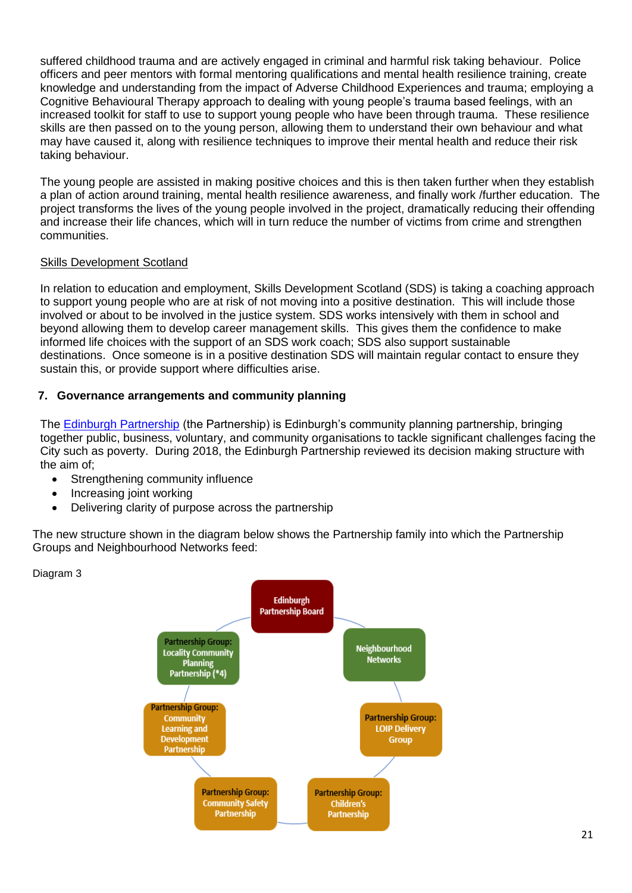suffered childhood trauma and are actively engaged in criminal and harmful risk taking behaviour. Police officers and peer mentors with formal mentoring qualifications and mental health resilience training, create knowledge and understanding from the impact of Adverse Childhood Experiences and trauma; employing a Cognitive Behavioural Therapy approach to dealing with young people's trauma based feelings, with an increased toolkit for staff to use to support young people who have been through trauma. These resilience skills are then passed on to the young person, allowing them to understand their own behaviour and what may have caused it, along with resilience techniques to improve their mental health and reduce their risk taking behaviour.

The young people are assisted in making positive choices and this is then taken further when they establish a plan of action around training, mental health resilience awareness, and finally work /further education. The project transforms the lives of the young people involved in the project, dramatically reducing their offending and increase their life chances, which will in turn reduce the number of victims from crime and strengthen communities.

Skills Development Scotland

In relation to education and employment, Skills Development Scotland (SDS) is taking a coaching approach to support young people who are at risk of not moving into a positive destination. This will include those involved or about to be involved in the justice system. SDS works intensively with them in school and beyond allowing them to develop career management skills. This gives them the confidence to make informed life choices with the support of an SDS work coach; SDS also support sustainable destinations. Once someone is in a positive destination SDS will maintain regular contact to ensure they sustain this, or provide support where difficulties arise.

## 7. Governance arrangements and community planning

The Edinburgh Partnership (the Partnership) is Edinburgh's community planning partnership, bringing together public, business, voluntary, and community organisations to tackle significant challenges facing the City such as poverty. During 2018, the Edinburgh Partnership reviewed its decision making structure with the aim of;

- Strengthening community influence
- Increasing joint working
- Delivering clarity of purpose across the partnership

The new structure shown in the diagram below shows the Partnership family into which the Partnership Groups and Neighbourhood Networks feed:

Diagram 3

Edinburgh Partnership Board

Neighbourhood Networks

Partnership Group: LOIP Delivery Group

Partnership Group: Children's Partnership

Partnership Group: Community Safety Partnership

Partnership Group: Community Learning and Development Partnership

Partnership Group: Locality Community Planning Partnership (*4)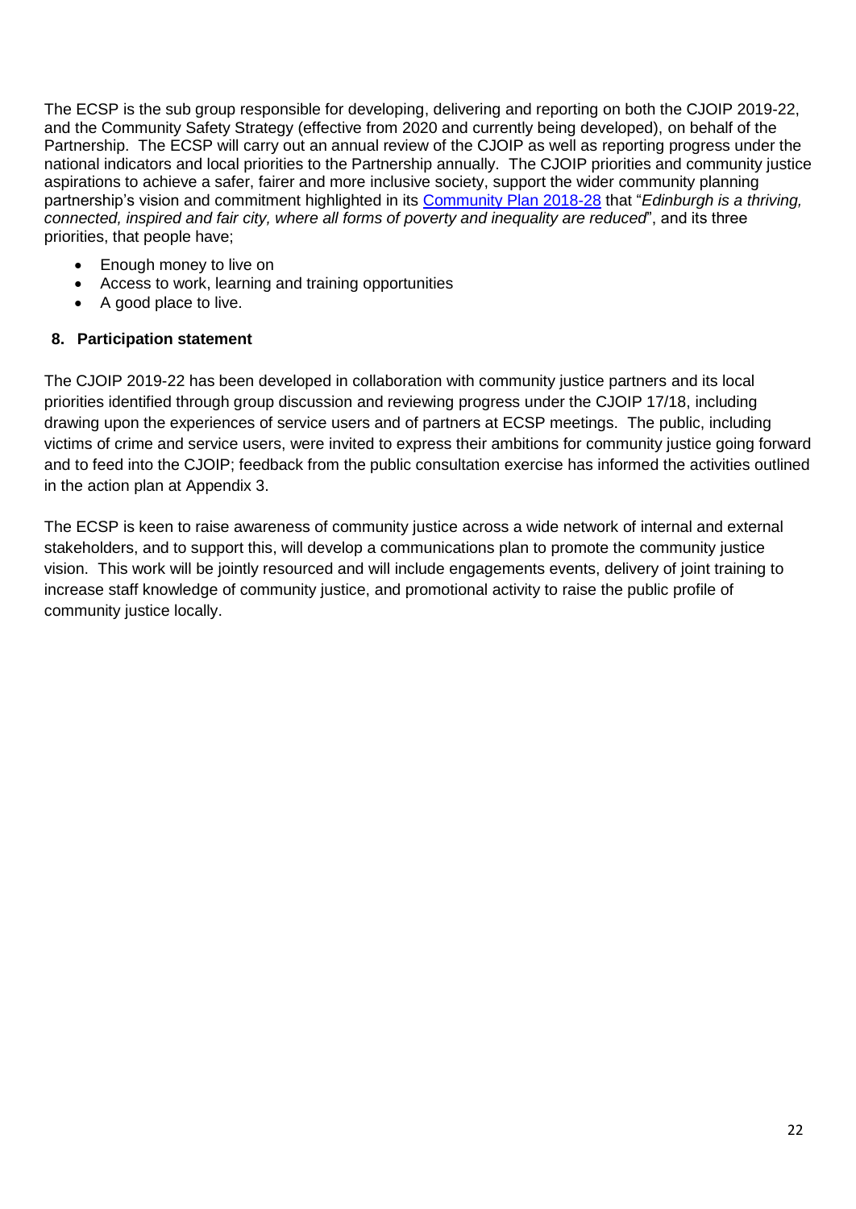The ECSP is the sub group responsible for developing, delivering and reporting on both the CJOIP 2019-22, and the Community Safety Strategy (effective from 2020 and currently being developed), on behalf of the Partnership. The ECSP will carry out an annual review of the CJOIP as well as reporting progress under the national indicators and local priorities to the Partnership annually. The CJOIP priorities and community justice aspirations to achieve a safer, fairer and more inclusive society, support the wider community planning partnership's vision and commitment highlighted in its Community Plan 2018-28 that "*Edinburgh is a thriving, connected, inspired and fair city, where all forms of poverty and inequality are reduced*", and its three priorities, that people have;

- Enough money to live on
- Access to work, learning and training opportunities
- A good place to live.

## 8. Participation statement

The CJOIP 2019-22 has been developed in collaboration with community justice partners and its local priorities identified through group discussion and reviewing progress under the CJOIP 17/18, including drawing upon the experiences of service users and of partners at ECSP meetings. The public, including victims of crime and service users, were invited to express their ambitions for community justice going forward and to feed into the CJOIP; feedback from the public consultation exercise has informed the activities outlined in the action plan at Appendix 3.

The ECSP is keen to raise awareness of community justice across a wide network of internal and external stakeholders, and to support this, will develop a communications plan to promote the community justice vision. This work will be jointly resourced and will include engagements events, delivery of joint training to increase staff knowledge of community justice, and promotional activity to raise the public profile of community justice locally.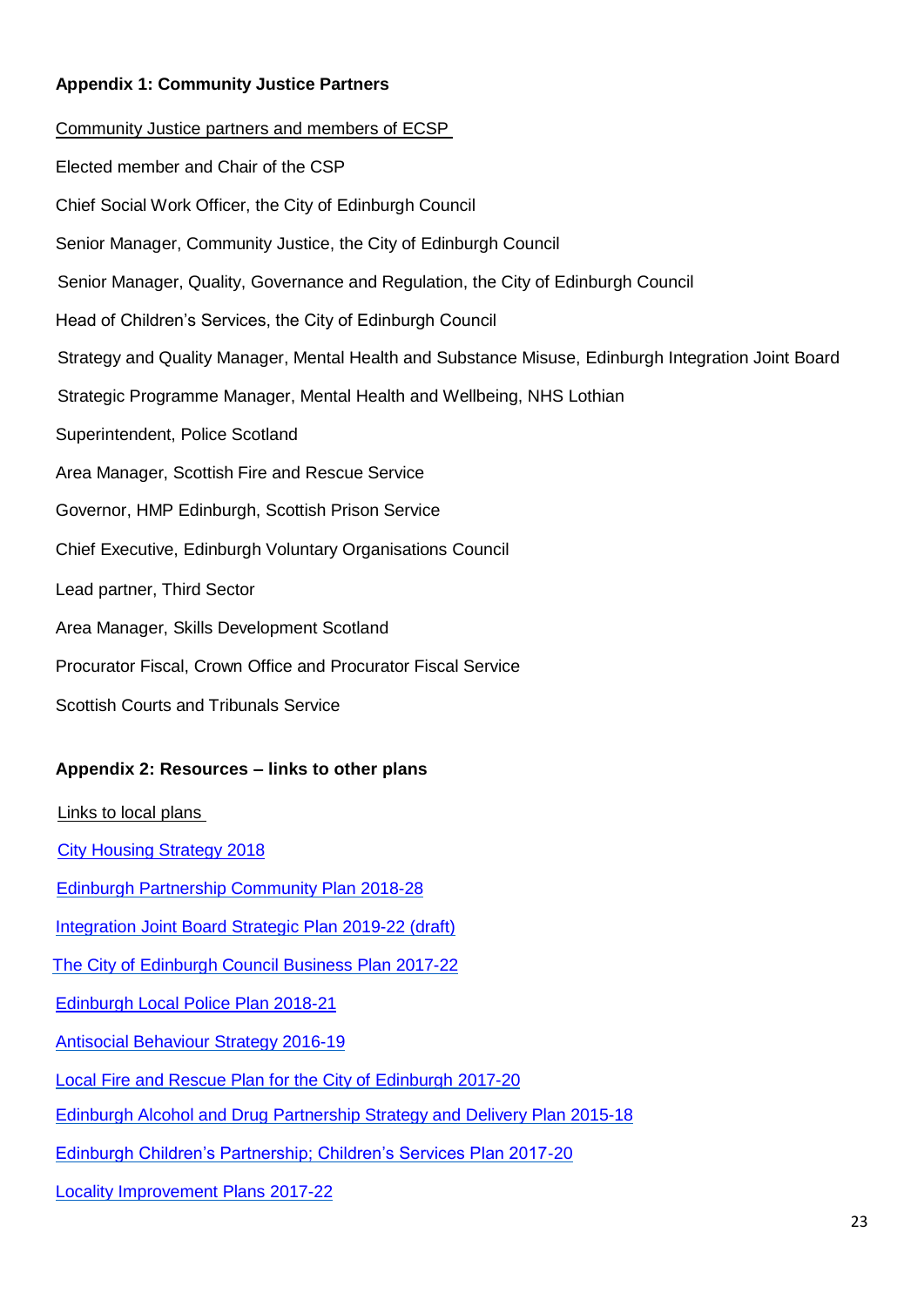### Appendix 1: Community Justice Partners

Community Justice partners and members of ECSP

Elected member and Chair of the CSP

Chief Social Work Officer, the City of Edinburgh Council

Senior Manager, Community Justice, the City of Edinburgh Council

Senior Manager, Quality, Governance and Regulation, the City of Edinburgh Council

Head of Children's Services, the City of Edinburgh Council

Strategy and Quality Manager, Mental Health and Substance Misuse, Edinburgh Integration Joint Board

Strategic Programme Manager, Mental Health and Wellbeing, NHS Lothian

Superintendent, Police Scotland

Area Manager, Scottish Fire and Rescue Service

Governor, HMP Edinburgh, Scottish Prison Service

Chief Executive, Edinburgh Voluntary Organisations Council

Lead partner, Third Sector

Area Manager, Skills Development Scotland

Procurator Fiscal, Crown Office and Procurator Fiscal Service

Scottish Courts and Tribunals Service

### Appendix 2: Resources – links to other plans

Links to local plans

City Housing Strategy 2018

Edinburgh Partnership Community Plan 2018-28

Integration Joint Board Strategic Plan 2019-22 (draft)

The City of Edinburgh Council Business Plan 2017-22

Edinburgh Local Police Plan 2018-21

Antisocial Behaviour Strategy 2016-19

Local Fire and Rescue Plan for the City of Edinburgh 2017-20

Edinburgh Alcohol and Drug Partnership Strategy and Delivery Plan 2015-18

Edinburgh Children's Partnership; Children's Services Plan 2017-20

Locality Improvement Plans 2017-22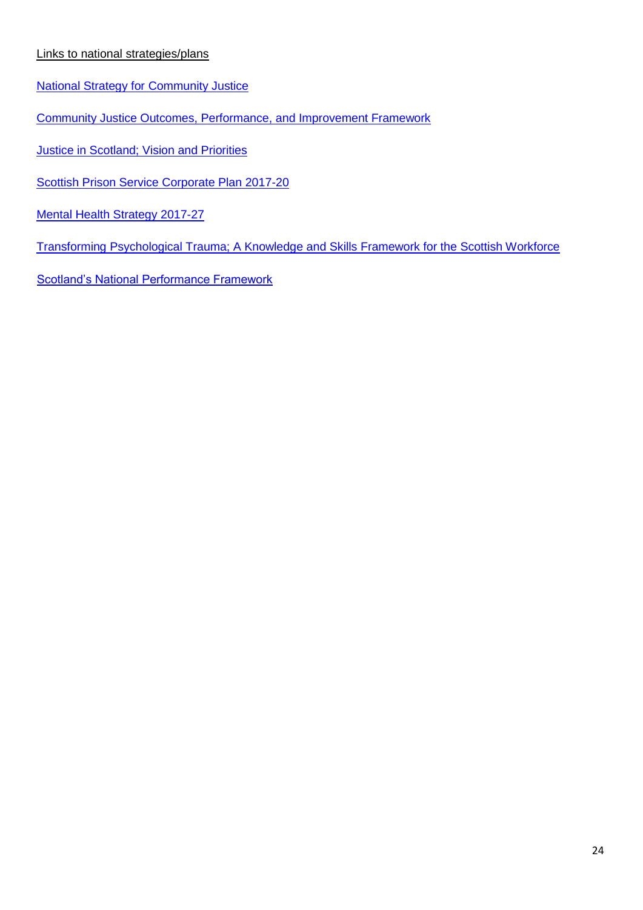Links to national strategies/plans

National Strategy for Community Justice

Community Justice Outcomes, Performance, and Improvement Framework

Justice in Scotland; Vision and Priorities

Scottish Prison Service Corporate Plan 2017-20

Mental Health Strategy 2017-27

Transforming Psychological Trauma; A Knowledge and Skills Framework for the Scottish Workforce

Scotland's National Performance Framework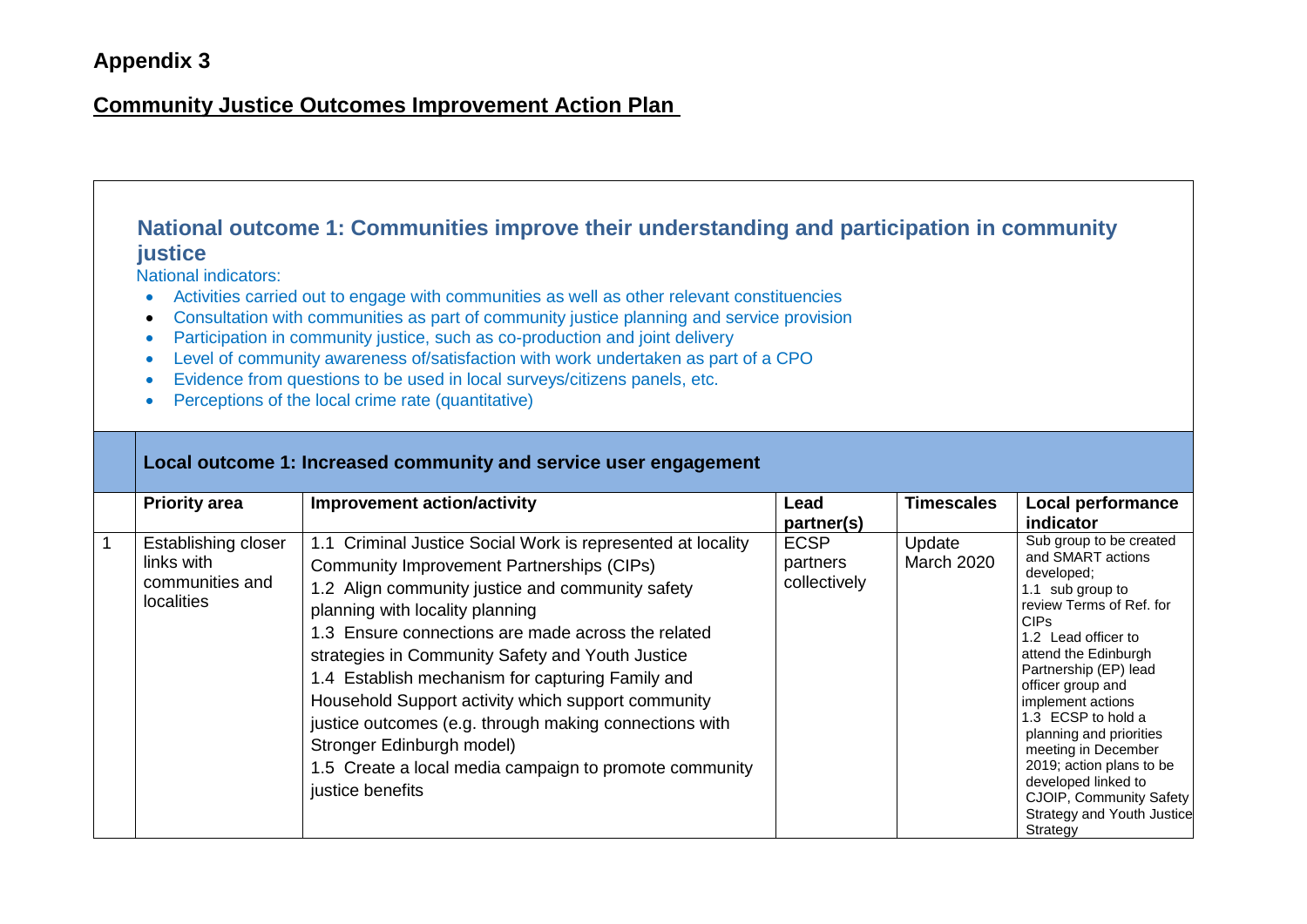**Appendix 3**

## Community Justice Outcomes Improvement Action Plan

### National outcome 1: Communities improve their understanding and participation in community justice

National indicators:

- Activities carried out to engage with communities as well as other relevant constituencies
- Consultation with communities as part of community justice planning and service provision
- Participation in community justice, such as co-production and joint delivery
- Level of community awareness of/satisfaction with work undertaken as part of a CPO
- Evidence from questions to be used in local surveys/citizens panels, etc.
- Perceptions of the local crime rate (quantitative)

#### Local outcome 1: Increased community and service user engagement

| | Priority area | Improvement action/activity | Lead partner(s) | Timescales | Local performance indicator |
|---|---|---|---|---|---|
| 1 | Establishing closer links with communities and localities | 1.1 Criminal Justice Social Work is represented at locality Community Improvement Partnerships (CIPs)<br>1.2 Align community justice and community safety planning with locality planning<br>1.3 Ensure connections are made across the related strategies in Community Safety and Youth Justice<br>1.4 Establish mechanism for capturing Family and Household Support activity which support community justice outcomes (e.g. through making connections with Stronger Edinburgh model)<br>1.5 Create a local media campaign to promote community justice benefits | ECSP partners collectively | Update March 2020 | Sub group to be created and SMART actions developed;<br>1.1 sub group to review Terms of Ref. for CIPs<br>1.2 Lead officer to attend the Edinburgh Partnership (EP) lead officer group and implement actions<br>1.3 ECSP to hold a planning and priorities meeting in December 2019; action plans to be developed linked to CJOIP, Community Safety Strategy and Youth Justice Strategy |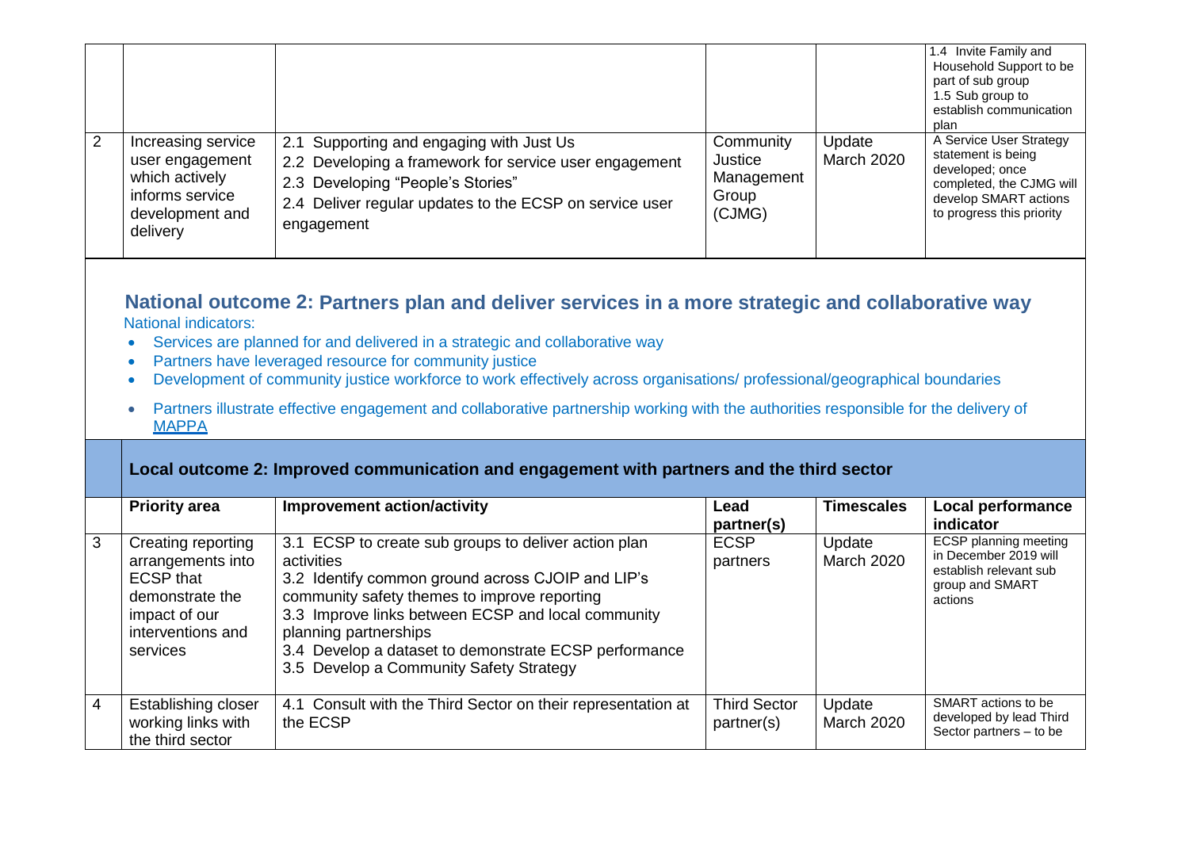| | | | | | |
|---|---|---|---|---|---|
| | | | | | 1.4 Invite Family and Household Support to be part of sub group<br>1.5 Sub group to establish communication plan |
| 2 | Increasing service user engagement which actively informs service development and delivery | 2.1 Supporting and engaging with Just Us<br>2.2 Developing a framework for service user engagement<br>2.3 Developing "People's Stories"<br>2.4 Deliver regular updates to the ECSP on service user engagement | Community Justice Management Group (CJMG) | Update March 2020 | A Service User Strategy statement is being developed; once completed, the CJMG will develop SMART actions to progress this priority |

## National outcome 2: Partners plan and deliver services in a more strategic and collaborative way

National indicators:

- Services are planned for and delivered in a strategic and collaborative way
- Partners have leveraged resource for community justice
- Development of community justice workforce to work effectively across organisations/ professional/geographical boundaries
- Partners illustrate effective engagement and collaborative partnership working with the authorities responsible for the delivery of MAPPA

| | Local outcome 2: Improved communication and engagement with partners and the third sector | | | | |
|---|---|---|---|---|---|
| | **Priority area** | **Improvement action/activity** | **Lead partner(s)** | **Timescales** | **Local performance indicator** |
| 3 | Creating reporting arrangements into ECSP that demonstrate the impact of our interventions and services | 3.1 ECSP to create sub groups to deliver action plan activities<br>3.2 Identify common ground across CJOIP and LIP's community safety themes to improve reporting<br>3.3 Improve links between ECSP and local community planning partnerships<br>3.4 Develop a dataset to demonstrate ECSP performance<br>3.5 Develop a Community Safety Strategy | ECSP partners | Update March 2020 | ECSP planning meeting in December 2019 will establish relevant sub group and SMART actions |
| 4 | Establishing closer working links with the third sector | 4.1 Consult with the Third Sector on their representation at the ECSP | Third Sector partner(s) | Update March 2020 | SMART actions to be developed by lead Third Sector partners – to be |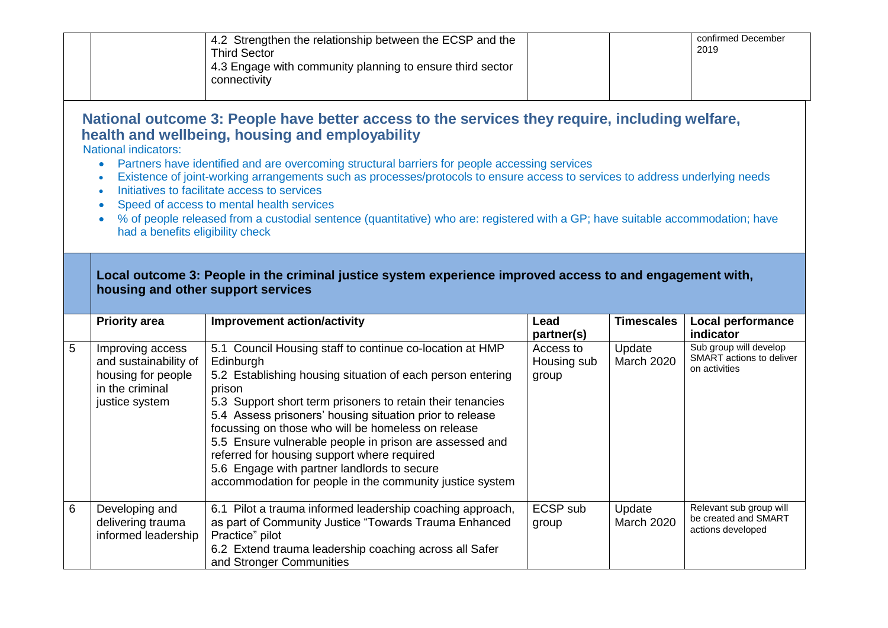| | | Improvement action/activity | Lead partner(s) | Timescales | Local performance indicator |
|---|---|---|---|---|---|
| | | 4.2 Strengthen the relationship between the ECSP and the Third Sector<br>4.3 Engage with community planning to ensure third sector connectivity | | | confirmed December 2019 |

## National outcome 3: People have better access to the services they require, including welfare, health and wellbeing, housing and employability

National indicators:

- Partners have identified and are overcoming structural barriers for people accessing services
- Existence of joint-working arrangements such as processes/protocols to ensure access to services to address underlying needs
- Initiatives to facilitate access to services
- Speed of access to mental health services
- % of people released from a custodial sentence (quantitative) who are: registered with a GP; have suitable accommodation; have had a benefits eligibility check

### Local outcome 3: People in the criminal justice system experience improved access to and engagement with, housing and other support services

| | Priority area | Improvement action/activity | Lead partner(s) | Timescales | Local performance indicator |
|---|---|---|---|---|---|
| 5 | Improving access and sustainability of housing for people in the criminal justice system | 5.1 Council Housing staff to continue co-location at HMP Edinburgh<br>5.2 Establishing housing situation of each person entering prison<br>5.3 Support short term prisoners to retain their tenancies<br>5.4 Assess prisoners' housing situation prior to release focussing on those who will be homeless on release<br>5.5 Ensure vulnerable people in prison are assessed and referred for housing support where required<br>5.6 Engage with partner landlords to secure accommodation for people in the community justice system | Access to Housing sub group | Update March 2020 | Sub group will develop SMART actions to deliver on activities |
| 6 | Developing and delivering trauma informed leadership | 6.1 Pilot a trauma informed leadership coaching approach, as part of Community Justice "Towards Trauma Enhanced Practice" pilot<br>6.2 Extend trauma leadership coaching across all Safer and Stronger Communities | ECSP sub group | Update March 2020 | Relevant sub group will be created and SMART actions developed |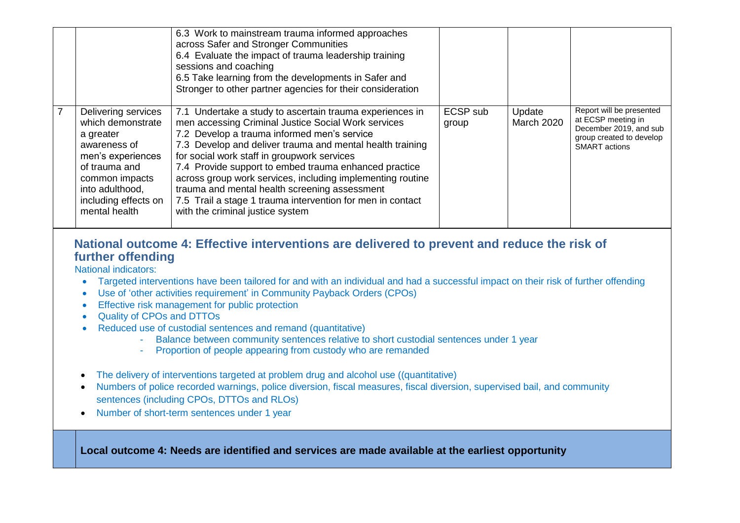| | | | | | |
|---|---|---|---|---|---|
| | | 6.3 Work to mainstream trauma informed approaches across Safer and Stronger Communities<br>6.4 Evaluate the impact of trauma leadership training sessions and coaching<br>6.5 Take learning from the developments in Safer and Stronger to other partner agencies for their consideration | | | |
| 7 | Delivering services which demonstrate a greater awareness of men's experiences of trauma and common impacts into adulthood, including effects on mental health | 7.1 Undertake a study to ascertain trauma experiences in men accessing Criminal Justice Social Work services<br>7.2 Develop a trauma informed men's service<br>7.3 Develop and deliver trauma and mental health training for social work staff in groupwork services<br>7.4 Provide support to embed trauma enhanced practice across group work services, including implementing routine trauma and mental health screening assessment<br>7.5 Trail a stage 1 trauma intervention for men in contact with the criminal justice system | ECSP sub group | Update March 2020 | Report will be presented at ECSP meeting in December 2019, and sub group created to develop SMART actions |

## National outcome 4: Effective interventions are delivered to prevent and reduce the risk of further offending

National indicators:

- Targeted interventions have been tailored for and with an individual and had a successful impact on their risk of further offending
- Use of 'other activities requirement' in Community Payback Orders (CPOs)
- Effective risk management for public protection
- Quality of CPOs and DTTOs
- Reduced use of custodial sentences and remand (quantitative)
  - Balance between community sentences relative to short custodial sentences under 1 year
  - Proportion of people appearing from custody who are remanded
- The delivery of interventions targeted at problem drug and alcohol use ((quantitative)
- Numbers of police recorded warnings, police diversion, fiscal measures, fiscal diversion, supervised bail, and community sentences (including CPOs, DTTOs and RLOs)
- Number of short-term sentences under 1 year

**Local outcome 4: Needs are identified and services are made available at the earliest opportunity**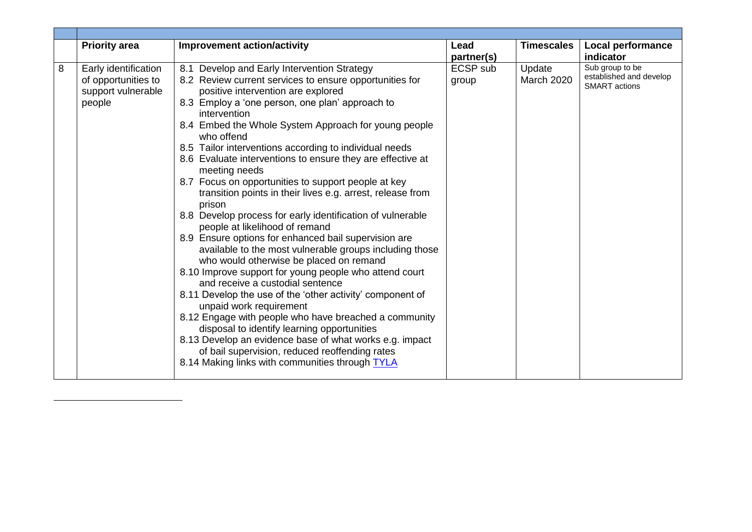| | Priority area | Improvement action/activity | Lead partner(s) | Timescales | Local performance indicator |
|---|---|---|---|---|---|
| 8 | Early identification of opportunities to support vulnerable people | 8.1 Develop and Early Intervention Strategy<br>8.2 Review current services to ensure opportunities for positive intervention are explored<br>8.3 Employ a 'one person, one plan' approach to intervention<br>8.4 Embed the Whole System Approach for young people who offend<br>8.5 Tailor interventions according to individual needs<br>8.6 Evaluate interventions to ensure they are effective at meeting needs<br>8.7 Focus on opportunities to support people at key transition points in their lives e.g. arrest, release from prison<br>8.8 Develop process for early identification of vulnerable people at likelihood of remand<br>8.9 Ensure options for enhanced bail supervision are available to the most vulnerable groups including those who would otherwise be placed on remand<br>8.10 Improve support for young people who attend court and receive a custodial sentence<br>8.11 Develop the use of the 'other activity' component of unpaid work requirement<br>8.12 Engage with people who have breached a community disposal to identify learning opportunities<br>8.13 Develop an evidence base of what works e.g. impact of bail supervision, reduced reoffending rates<br>8.14 Making links with communities through TYLA | ECSP sub group | Update March 2020 | Sub group to be established and develop SMART actions |